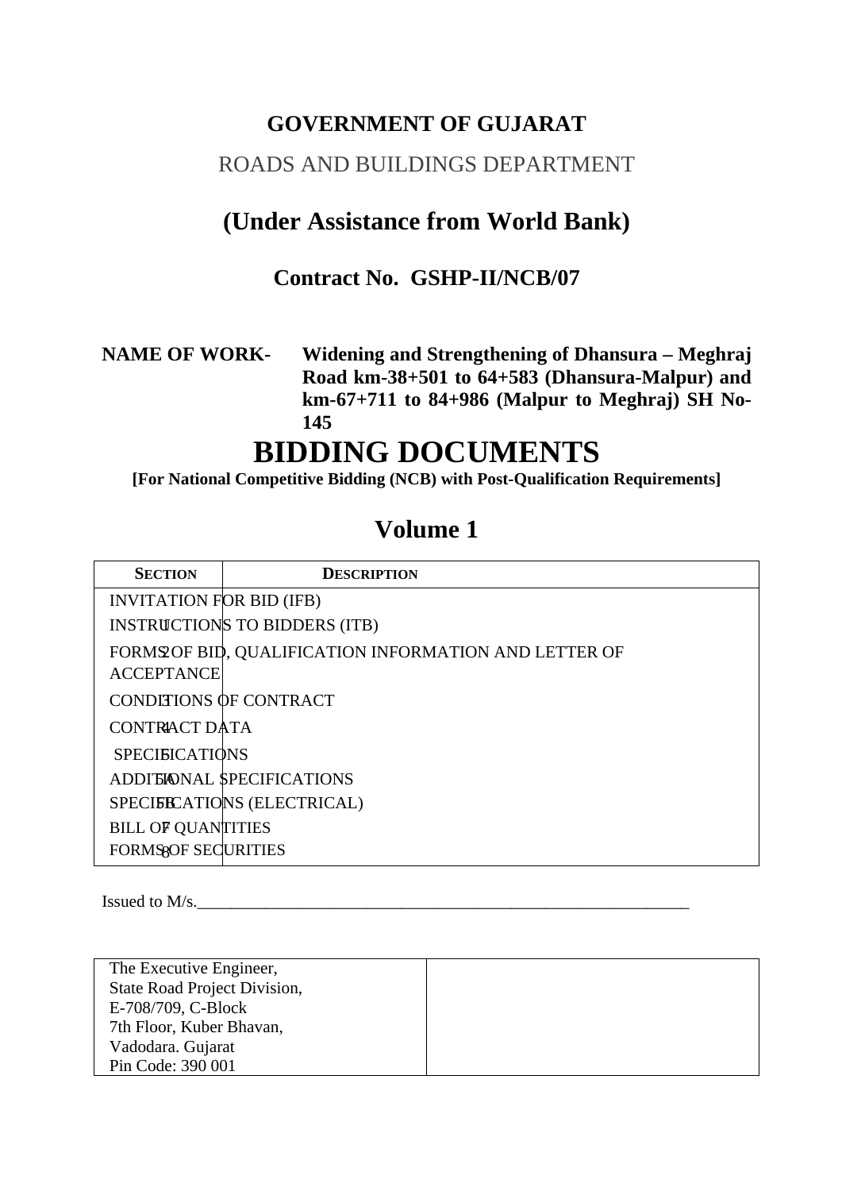**GOVERNMENT OF GUJARAT**

ROADS AND BUILDINGS DEPARTMENT

## (Under Assistance from World Bank)

### Contract No. GSHP-II/NCB/07

**NAME OF WORK-** **Widening and Strengthening of Dhansura – Meghraj Road km-38+501 to 64+583 (Dhansura-Malpur) and km-67+711 to 84+986 (Malpur to Meghraj) SH No-145**

# BIDDING DOCUMENTS

**[For National Competitive Bidding (NCB) with Post-Qualification Requirements]**

## Volume 1

| SECTION | DESCRIPTION |
|---|---|
| | INVITATION FOR BID (IFB) |
| 1 | INSTRUCTIONS TO BIDDERS (ITB) |
| 2 | FORMS OF BID, QUALIFICATION INFORMATION AND LETTER OF ACCEPTANCE |
| 3 | CONDITIONS OF CONTRACT |
| 4 | CONTRACT DATA |
| 5 | SPECIFICATIONS |
| 5A | ADDITIONAL SPECIFICATIONS |
| 5B | SPECIFICATIONS (ELECTRICAL) |
| 7 | BILL OF QUANTITIES |
| 8 | FORMS OF SECURITIES |

Issued to M/s.______________________________________________________________

| The Executive Engineer,<br>State Road Project Division,<br>E-708/709, C-Block<br>7th Floor, Kuber Bhavan,<br>Vadodara. Gujarat<br>Pin Code: 390 001 | |
|---|---|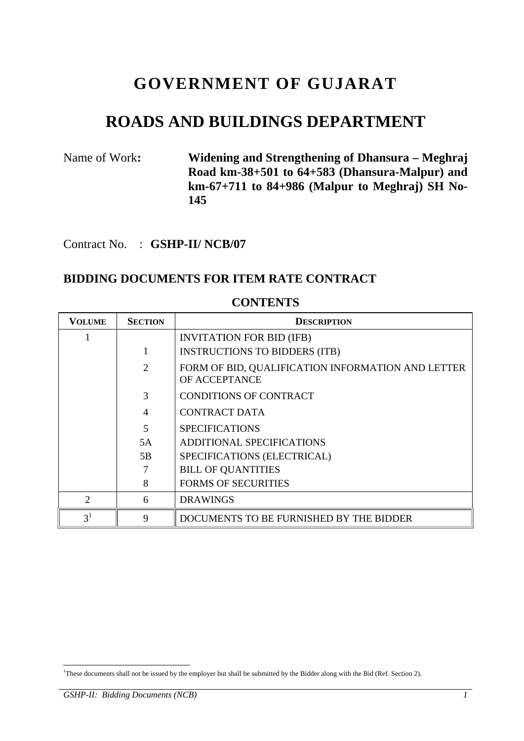# GOVERNMENT OF GUJARAT

# ROADS AND BUILDINGS DEPARTMENT

Name of Work: **Widening and Strengthening of Dhansura – Meghraj Road km-38+501 to 64+583 (Dhansura-Malpur) and km-67+711 to 84+986 (Malpur to Meghraj) SH No-145**

Contract No. : **GSHP-II/ NCB/07**

## BIDDING DOCUMENTS FOR ITEM RATE CONTRACT

### CONTENTS

| VOLUME | SECTION | DESCRIPTION |
|---|---|---|
| 1 | | INVITATION FOR BID (IFB) |
| | 1 | INSTRUCTIONS TO BIDDERS (ITB) |
| | 2 | FORM OF BID, QUALIFICATION INFORMATION AND LETTER OF ACCEPTANCE |
| | 3 | CONDITIONS OF CONTRACT |
| | 4 | CONTRACT DATA |
| | 5 | SPECIFICATIONS |
| | 5A | ADDITIONAL SPECIFICATIONS |
| | 5B | SPECIFICATIONS (ELECTRICAL) |
| | 7 | BILL OF QUANTITIES |
| | 8 | FORMS OF SECURITIES |
| 2 | 6 | DRAWINGS |
| 3[1] | 9 | DOCUMENTS TO BE FURNISHED BY THE BIDDER |

[1] These documents shall not be issued by the employer but shall be submitted by the Bidder along with the Bid (Ref. Section 2).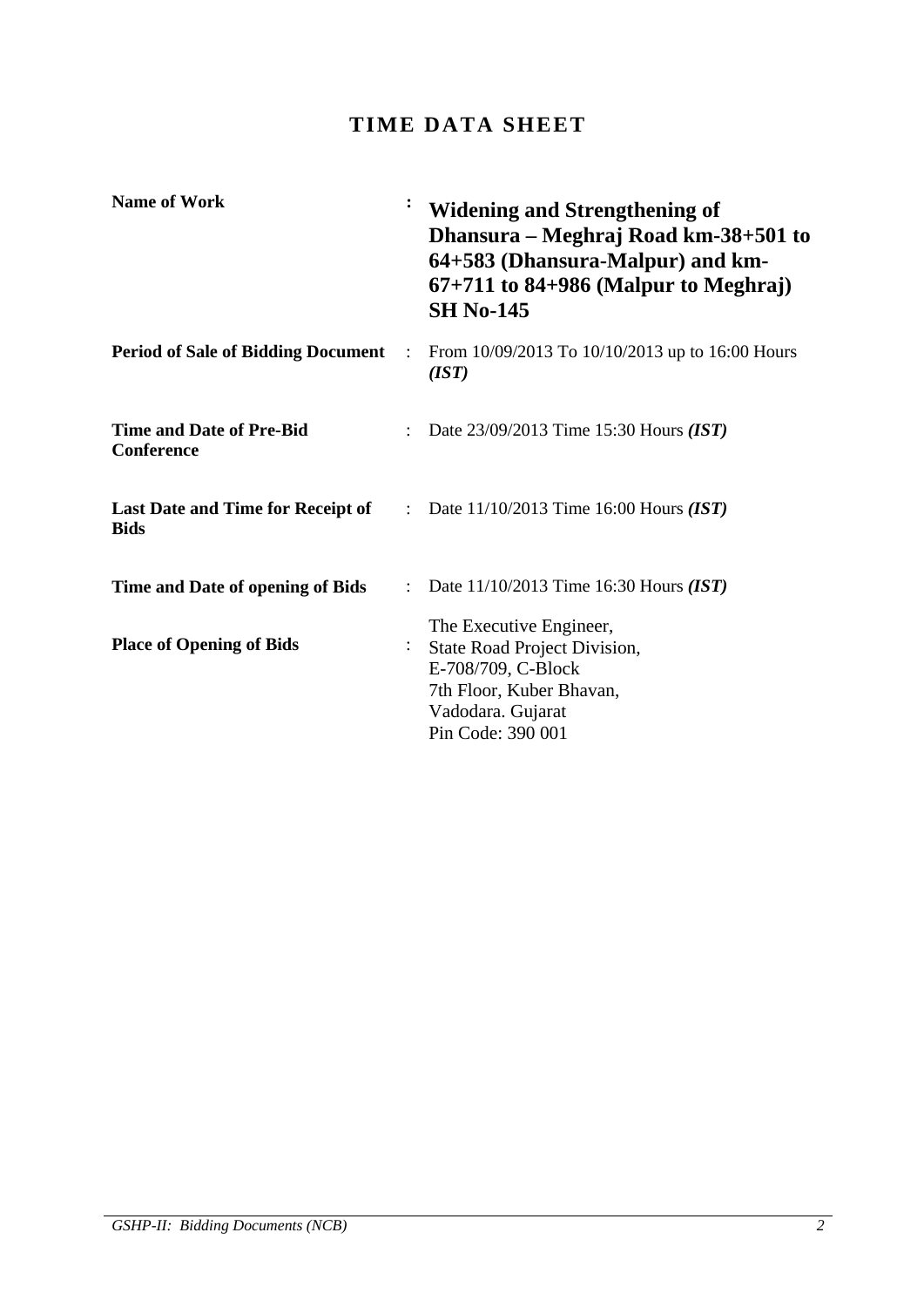# TIME DATA SHEET

| | | |
|---|---|---|
| **Name of Work** | **:** | **Widening and Strengthening of Dhansura – Meghraj Road km-38+501 to 64+583 (Dhansura-Malpur) and km-67+711 to 84+986 (Malpur to Meghraj) SH No-145** |
| **Period of Sale of Bidding Document** | : | From 10/09/2013 To 10/10/2013 up to 16:00 Hours ***(IST)*** |
| **Time and Date of Pre-Bid Conference** | : | Date 23/09/2013 Time 15:30 Hours ***(IST)*** |
| **Last Date and Time for Receipt of Bids** | : | Date 11/10/2013 Time 16:00 Hours ***(IST)*** |
| **Time and Date of opening of Bids** | : | Date 11/10/2013 Time 16:30 Hours ***(IST)*** |
| **Place of Opening of Bids** | : | The Executive Engineer,<br>State Road Project Division,<br>E-708/709, C-Block<br>7th Floor, Kuber Bhavan,<br>Vadodara. Gujarat<br>Pin Code: 390 001 |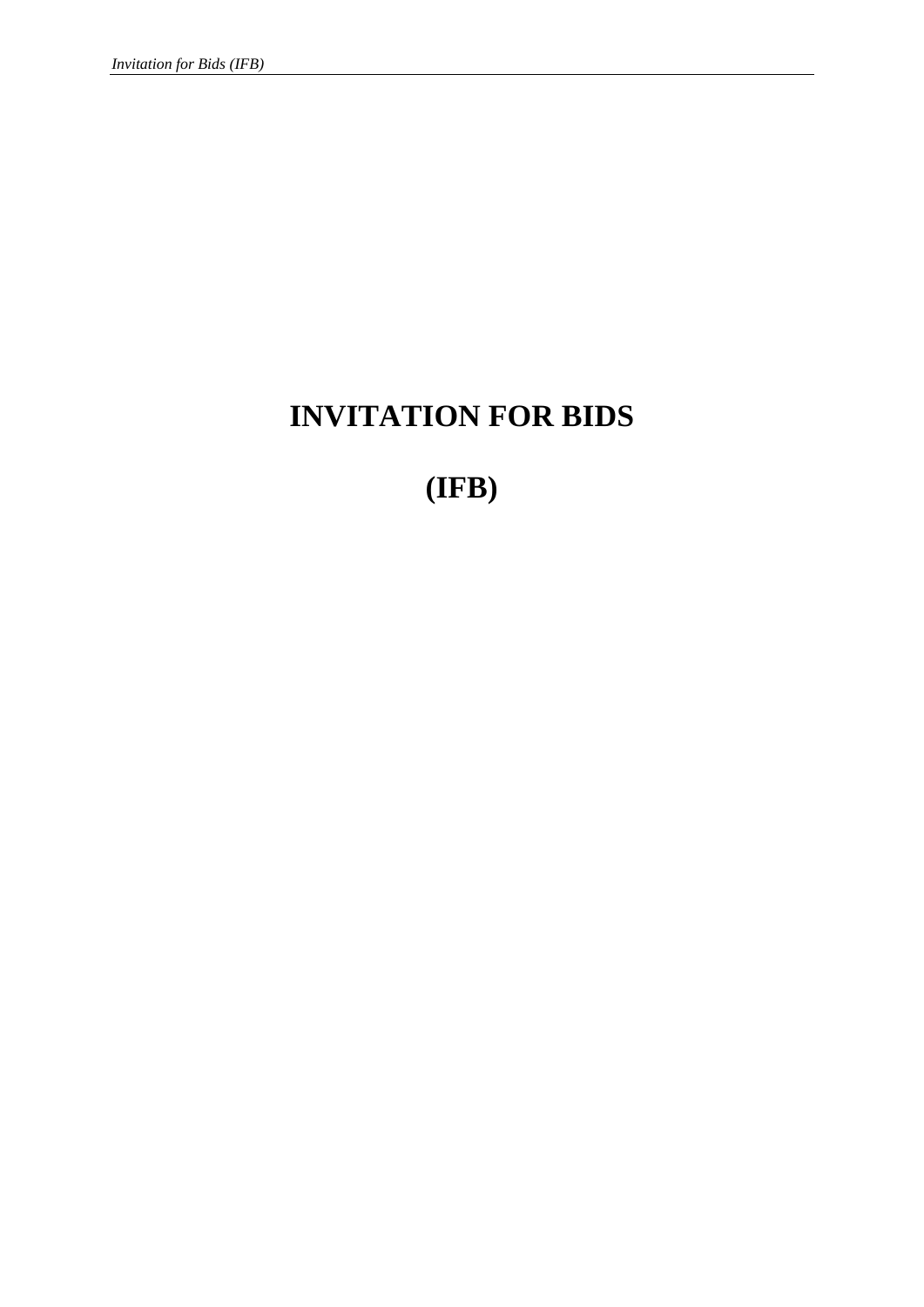# INVITATION FOR BIDS

# (IFB)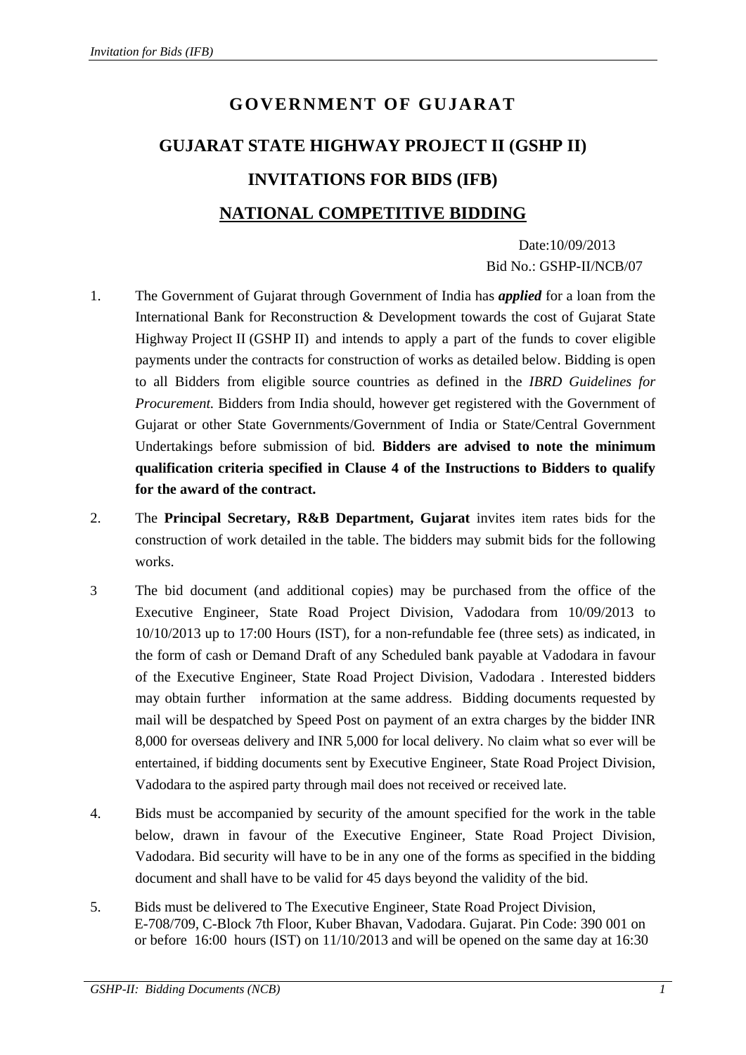# GOVERNMENT OF GUJARAT

# GUJARAT STATE HIGHWAY PROJECT II (GSHP II)

## INVITATIONS FOR BIDS (IFB)

## NATIONAL COMPETITIVE BIDDING

Date:10/09/2013

Bid No.: GSHP-II/NCB/07

1. The Government of Gujarat through Government of India has ***applied*** for a loan from the International Bank for Reconstruction & Development towards the cost of Gujarat State Highway Project II (GSHP II) and intends to apply a part of the funds to cover eligible payments under the contracts for construction of works as detailed below. Bidding is open to all Bidders from eligible source countries as defined in the *IBRD Guidelines for Procurement.* Bidders from India should, however get registered with the Government of Gujarat or other State Governments/Government of India or State/Central Government Undertakings before submission of bid. **Bidders are advised to note the minimum qualification criteria specified in Clause 4 of the Instructions to Bidders to qualify for the award of the contract.**

2. The **Principal Secretary, R&B Department, Gujarat** invites item rates bids for the construction of work detailed in the table. The bidders may submit bids for the following works.

3. The bid document (and additional copies) may be purchased from the office of the Executive Engineer, State Road Project Division, Vadodara from 10/09/2013 to 10/10/2013 up to 17:00 Hours (IST), for a non-refundable fee (three sets) as indicated, in the form of cash or Demand Draft of any Scheduled bank payable at Vadodara in favour of the Executive Engineer, State Road Project Division, Vadodara . Interested bidders may obtain further information at the same address. Bidding documents requested by mail will be despatched by Speed Post on payment of an extra charges by the bidder INR 8,000 for overseas delivery and INR 5,000 for local delivery. No claim what so ever will be entertained, if bidding documents sent by Executive Engineer, State Road Project Division, Vadodara to the aspired party through mail does not received or received late.

4. Bids must be accompanied by security of the amount specified for the work in the table below, drawn in favour of the Executive Engineer, State Road Project Division, Vadodara. Bid security will have to be in any one of the forms as specified in the bidding document and shall have to be valid for 45 days beyond the validity of the bid.

5. Bids must be delivered to The Executive Engineer, State Road Project Division, E-708/709, C-Block 7th Floor, Kuber Bhavan, Vadodara. Gujarat. Pin Code: 390 001 on or before 16:00 hours (IST) on 11/10/2013 and will be opened on the same day at 16:30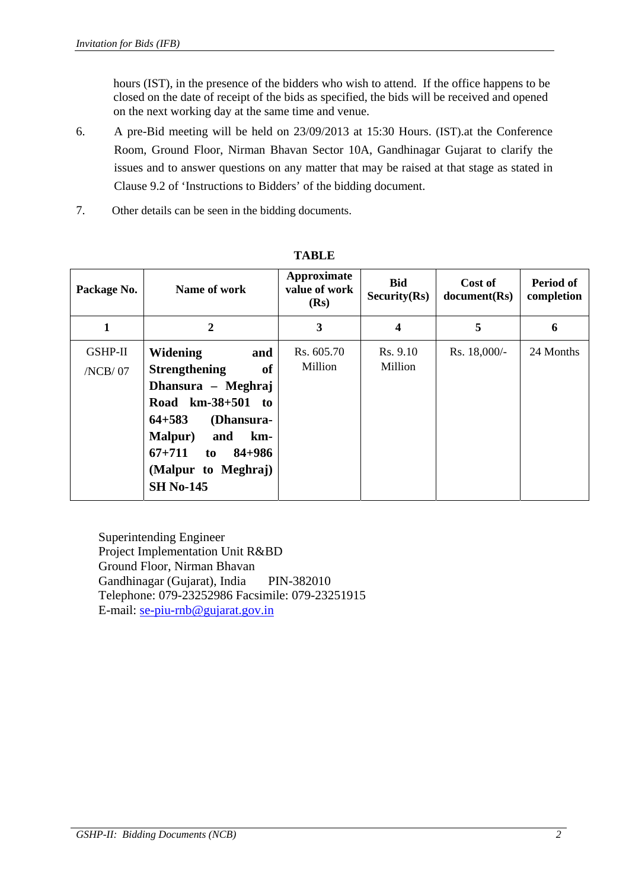hours (IST), in the presence of the bidders who wish to attend. If the office happens to be closed on the date of receipt of the bids as specified, the bids will be received and opened on the next working day at the same time and venue.

6. A pre-Bid meeting will be held on 23/09/2013 at 15:30 Hours. (IST).at the Conference Room, Ground Floor, Nirman Bhavan Sector 10A, Gandhinagar Gujarat to clarify the issues and to answer questions on any matter that may be raised at that stage as stated in Clause 9.2 of 'Instructions to Bidders' of the bidding document.

7. Other details can be seen in the bidding documents.

**TABLE**

| Package No. | Name of work | Approximate value of work (Rs) | Bid Security(Rs) | Cost of document(Rs) | Period of completion |
|---|---|---|---|---|---|
| 1 | 2 | 3 | 4 | 5 | 6 |
| GSHP-II /NCB/ 07 | **Widening and Strengthening of Dhansura – Meghraj Road km-38+501 to 64+583 (Dhansura-Malpur) and km-67+711 to 84+986 (Malpur to Meghraj) SH No-145** | Rs. 605.70 Million | Rs. 9.10 Million | Rs. 18,000/- | 24 Months |

Superintending Engineer
Project Implementation Unit R&BD
Ground Floor, Nirman Bhavan
Gandhinagar (Gujarat), India PIN-382010
Telephone: 079-23252986 Facsimile: 079-23251915
E-mail: se-piu-rnb@gujarat.gov.in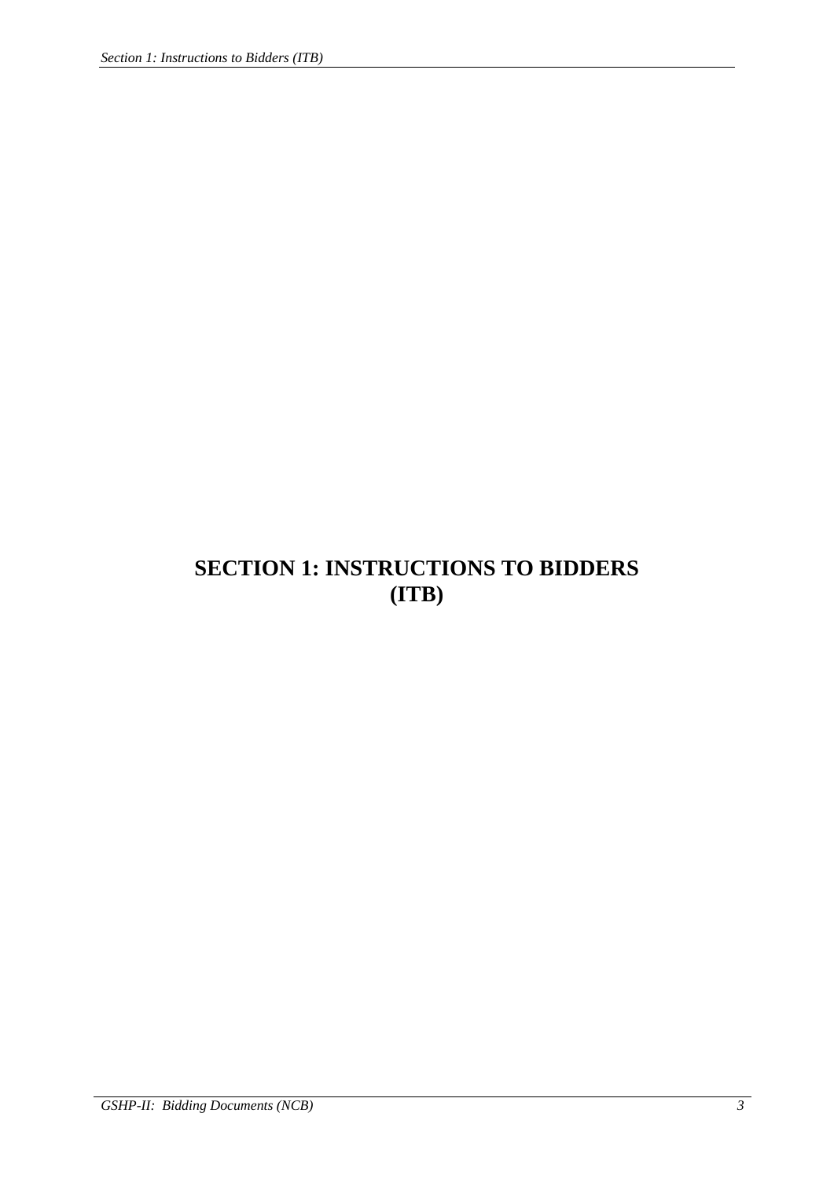# SECTION 1: INSTRUCTIONS TO BIDDERS (ITB)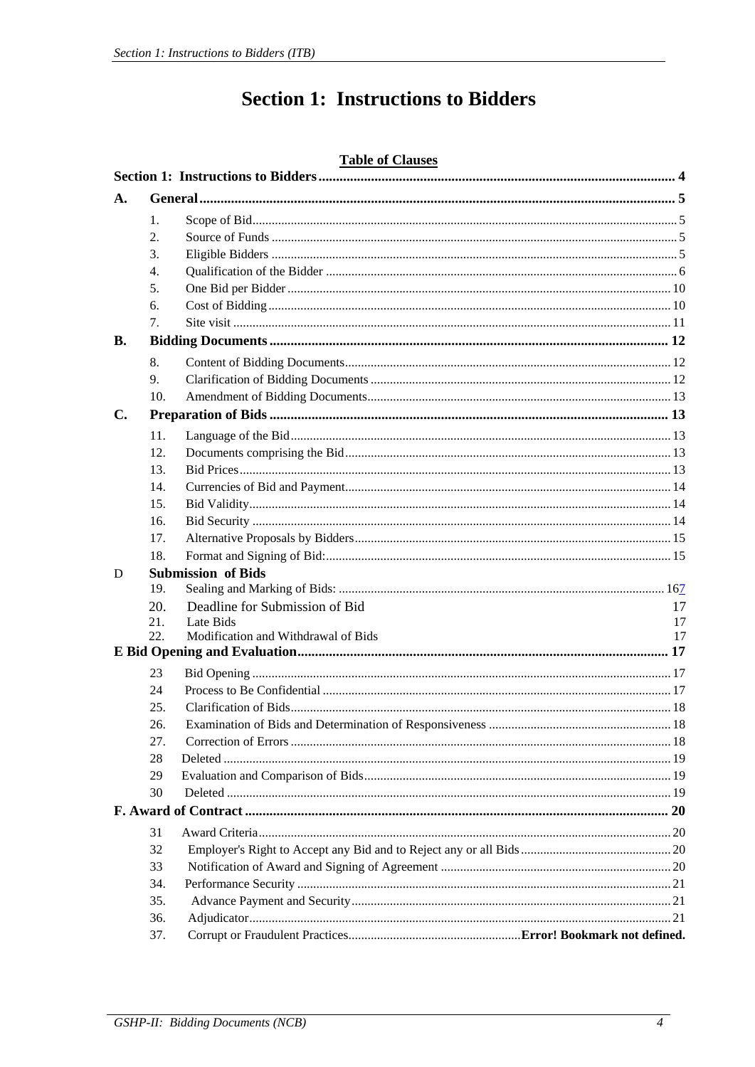# Section 1: Instructions to Bidders

**Table of Clauses**

| | | | |
|---|---|---|---|
| **Section 1: Instructions to Bidders** | | | **4** |
| **A.** | **General** | | **5** |
| | 1. | Scope of Bid | 5 |
| | 2. | Source of Funds | 5 |
| | 3. | Eligible Bidders | 5 |
| | 4. | Qualification of the Bidder | 6 |
| | 5. | One Bid per Bidder | 10 |
| | 6. | Cost of Bidding | 10 |
| | 7. | Site visit | 11 |
| **B.** | **Bidding Documents** | | **12** |
| | 8. | Content of Bidding Documents | 12 |
| | 9. | Clarification of Bidding Documents | 12 |
| | 10. | Amendment of Bidding Documents | 13 |
| **C.** | **Preparation of Bids** | | **13** |
| | 11. | Language of the Bid | 13 |
| | 12. | Documents comprising the Bid | 13 |
| | 13. | Bid Prices | 13 |
| | 14. | Currencies of Bid and Payment | 14 |
| | 15. | Bid Validity | 14 |
| | 16. | Bid Security | 14 |
| | 17. | Alternative Proposals by Bidders | 15 |
| | 18. | Format and Signing of Bid: | 15 |
| D | **Submission of Bids** | | |
| | 19. | Sealing and Marking of Bids: | 167 |
| | 20. | Deadline for Submission of Bid | 17 |
| | 21. | Late Bids | 17 |
| | 22. | Modification and Withdrawal of Bids | 17 |
| **E Bid Opening and Evaluation** | | | **17** |
| | 23 | Bid Opening | 17 |
| | 24 | Process to Be Confidential | 17 |
| | 25. | Clarification of Bids | 18 |
| | 26. | Examination of Bids and Determination of Responsiveness | 18 |
| | 27. | Correction of Errors | 18 |
| | 28 | Deleted | 19 |
| | 29 | Evaluation and Comparison of Bids | 19 |
| | 30 | Deleted | 19 |
| **F. Award of Contract** | | | **20** |
| | 31 | Award Criteria | 20 |
| | 32 | Employer's Right to Accept any Bid and to Reject any or all Bids | 20 |
| | 33 | Notification of Award and Signing of Agreement | 20 |
| | 34. | Performance Security | 21 |
| | 35. | Advance Payment and Security | 21 |
| | 36. | Adjudicator | 21 |
| | 37. | Corrupt or Fraudulent Practices | **Error! Bookmark not defined.** |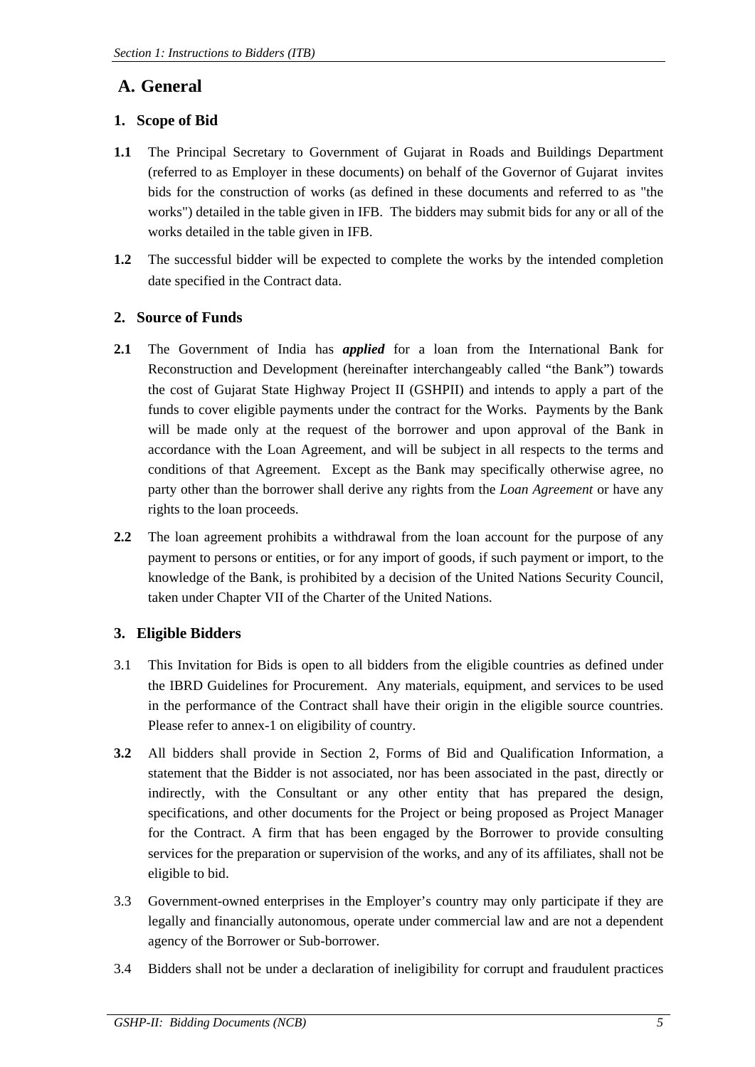## A. General

### 1. Scope of Bid

**1.1** The Principal Secretary to Government of Gujarat in Roads and Buildings Department (referred to as Employer in these documents) on behalf of the Governor of Gujarat invites bids for the construction of works (as defined in these documents and referred to as "the works") detailed in the table given in IFB. The bidders may submit bids for any or all of the works detailed in the table given in IFB.

**1.2** The successful bidder will be expected to complete the works by the intended completion date specified in the Contract data.

### 2. Source of Funds

**2.1** The Government of India has ***applied*** for a loan from the International Bank for Reconstruction and Development (hereinafter interchangeably called "the Bank") towards the cost of Gujarat State Highway Project II (GSHPII) and intends to apply a part of the funds to cover eligible payments under the contract for the Works. Payments by the Bank will be made only at the request of the borrower and upon approval of the Bank in accordance with the Loan Agreement, and will be subject in all respects to the terms and conditions of that Agreement. Except as the Bank may specifically otherwise agree, no party other than the borrower shall derive any rights from the *Loan Agreement* or have any rights to the loan proceeds.

**2.2** The loan agreement prohibits a withdrawal from the loan account for the purpose of any payment to persons or entities, or for any import of goods, if such payment or import, to the knowledge of the Bank, is prohibited by a decision of the United Nations Security Council, taken under Chapter VII of the Charter of the United Nations.

### 3. Eligible Bidders

3.1 This Invitation for Bids is open to all bidders from the eligible countries as defined under the IBRD Guidelines for Procurement. Any materials, equipment, and services to be used in the performance of the Contract shall have their origin in the eligible source countries. Please refer to annex-1 on eligibility of country.

**3.2** All bidders shall provide in Section 2, Forms of Bid and Qualification Information, a statement that the Bidder is not associated, nor has been associated in the past, directly or indirectly, with the Consultant or any other entity that has prepared the design, specifications, and other documents for the Project or being proposed as Project Manager for the Contract. A firm that has been engaged by the Borrower to provide consulting services for the preparation or supervision of the works, and any of its affiliates, shall not be eligible to bid.

3.3 Government-owned enterprises in the Employer's country may only participate if they are legally and financially autonomous, operate under commercial law and are not a dependent agency of the Borrower or Sub-borrower.

3.4 Bidders shall not be under a declaration of ineligibility for corrupt and fraudulent practices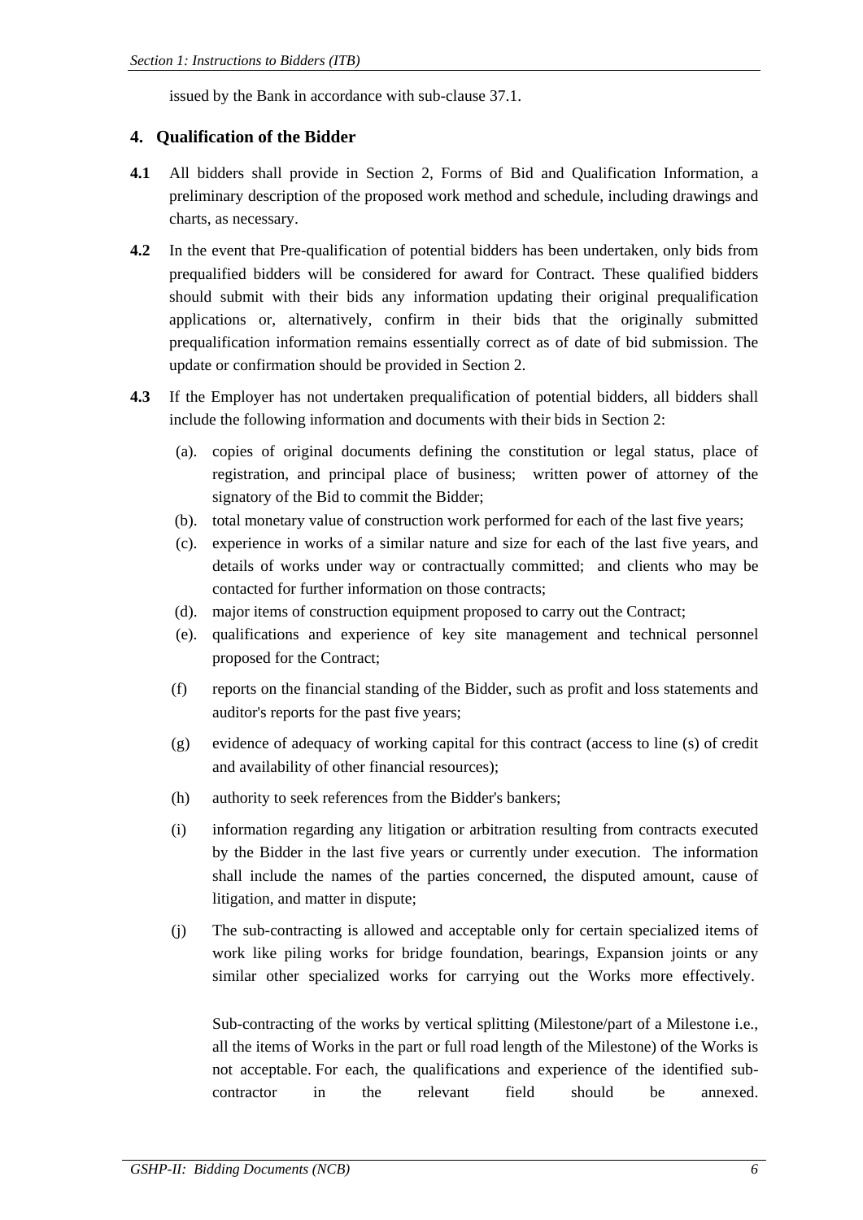issued by the Bank in accordance with sub-clause 37.1.

## 4. Qualification of the Bidder

**4.1** All bidders shall provide in Section 2, Forms of Bid and Qualification Information, a preliminary description of the proposed work method and schedule, including drawings and charts, as necessary.

**4.2** In the event that Pre-qualification of potential bidders has been undertaken, only bids from prequalified bidders will be considered for award for Contract. These qualified bidders should submit with their bids any information updating their original prequalification applications or, alternatively, confirm in their bids that the originally submitted prequalification information remains essentially correct as of date of bid submission. The update or confirmation should be provided in Section 2.

**4.3** If the Employer has not undertaken prequalification of potential bidders, all bidders shall include the following information and documents with their bids in Section 2:

(a). copies of original documents defining the constitution or legal status, place of registration, and principal place of business; written power of attorney of the signatory of the Bid to commit the Bidder;

(b). total monetary value of construction work performed for each of the last five years;

(c). experience in works of a similar nature and size for each of the last five years, and details of works under way or contractually committed; and clients who may be contacted for further information on those contracts;

(d). major items of construction equipment proposed to carry out the Contract;

(e). qualifications and experience of key site management and technical personnel proposed for the Contract;

(f) reports on the financial standing of the Bidder, such as profit and loss statements and auditor's reports for the past five years;

(g) evidence of adequacy of working capital for this contract (access to line (s) of credit and availability of other financial resources);

(h) authority to seek references from the Bidder's bankers;

(i) information regarding any litigation or arbitration resulting from contracts executed by the Bidder in the last five years or currently under execution. The information shall include the names of the parties concerned, the disputed amount, cause of litigation, and matter in dispute;

(j) The sub-contracting is allowed and acceptable only for certain specialized items of work like piling works for bridge foundation, bearings, Expansion joints or any similar other specialized works for carrying out the Works more effectively.

Sub-contracting of the works by vertical splitting (Milestone/part of a Milestone i.e., all the items of Works in the part or full road length of the Milestone) of the Works is not acceptable. For each, the qualifications and experience of the identified sub-contractor in the relevant field should be annexed.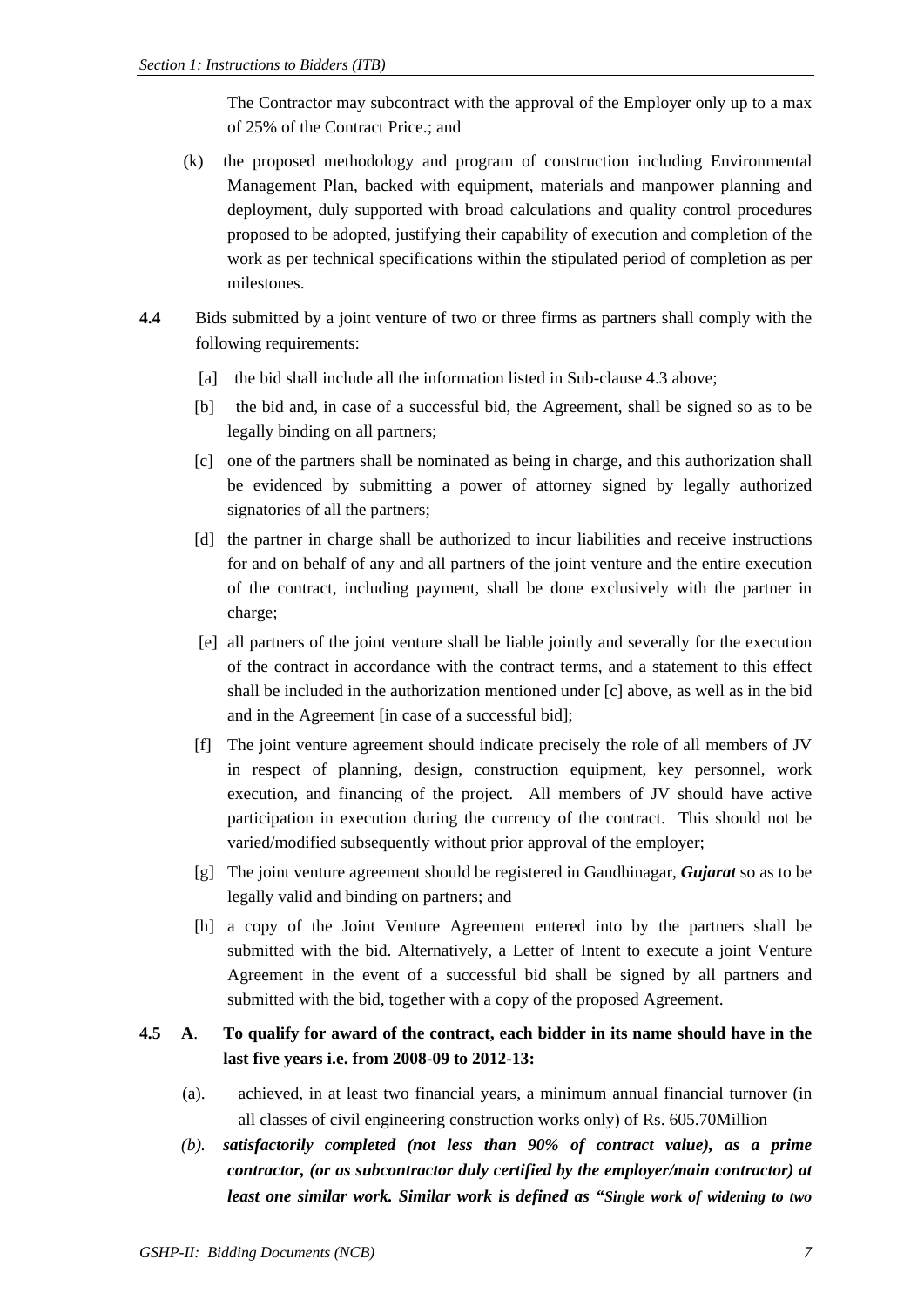The Contractor may subcontract with the approval of the Employer only up to a max of 25% of the Contract Price.; and

(k) the proposed methodology and program of construction including Environmental Management Plan, backed with equipment, materials and manpower planning and deployment, duly supported with broad calculations and quality control procedures proposed to be adopted, justifying their capability of execution and completion of the work as per technical specifications within the stipulated period of completion as per milestones.

**4.4** Bids submitted by a joint venture of two or three firms as partners shall comply with the following requirements:

[a] the bid shall include all the information listed in Sub-clause 4.3 above;

[b] the bid and, in case of a successful bid, the Agreement, shall be signed so as to be legally binding on all partners;

[c] one of the partners shall be nominated as being in charge, and this authorization shall be evidenced by submitting a power of attorney signed by legally authorized signatories of all the partners;

[d] the partner in charge shall be authorized to incur liabilities and receive instructions for and on behalf of any and all partners of the joint venture and the entire execution of the contract, including payment, shall be done exclusively with the partner in charge;

[e] all partners of the joint venture shall be liable jointly and severally for the execution of the contract in accordance with the contract terms, and a statement to this effect shall be included in the authorization mentioned under [c] above, as well as in the bid and in the Agreement [in case of a successful bid];

[f] The joint venture agreement should indicate precisely the role of all members of JV in respect of planning, design, construction equipment, key personnel, work execution, and financing of the project. All members of JV should have active participation in execution during the currency of the contract. This should not be varied/modified subsequently without prior approval of the employer;

[g] The joint venture agreement should be registered in Gandhinagar, ***Gujarat*** so as to be legally valid and binding on partners; and

[h] a copy of the Joint Venture Agreement entered into by the partners shall be submitted with the bid. Alternatively, a Letter of Intent to execute a joint Venture Agreement in the event of a successful bid shall be signed by all partners and submitted with the bid, together with a copy of the proposed Agreement.

**4.5 A. To qualify for award of the contract, each bidder in its name should have in the last five years i.e. from 2008-09 to 2012-13:**

(a). achieved, in at least two financial years, a minimum annual financial turnover (in all classes of civil engineering construction works only) of Rs. 605.70Million

*(b).* ***satisfactorily completed (not less than 90% of contract value), as a prime contractor, (or as subcontractor duly certified by the employer/main contractor) at least one similar work. Similar work is defined as "Single work of widening to two***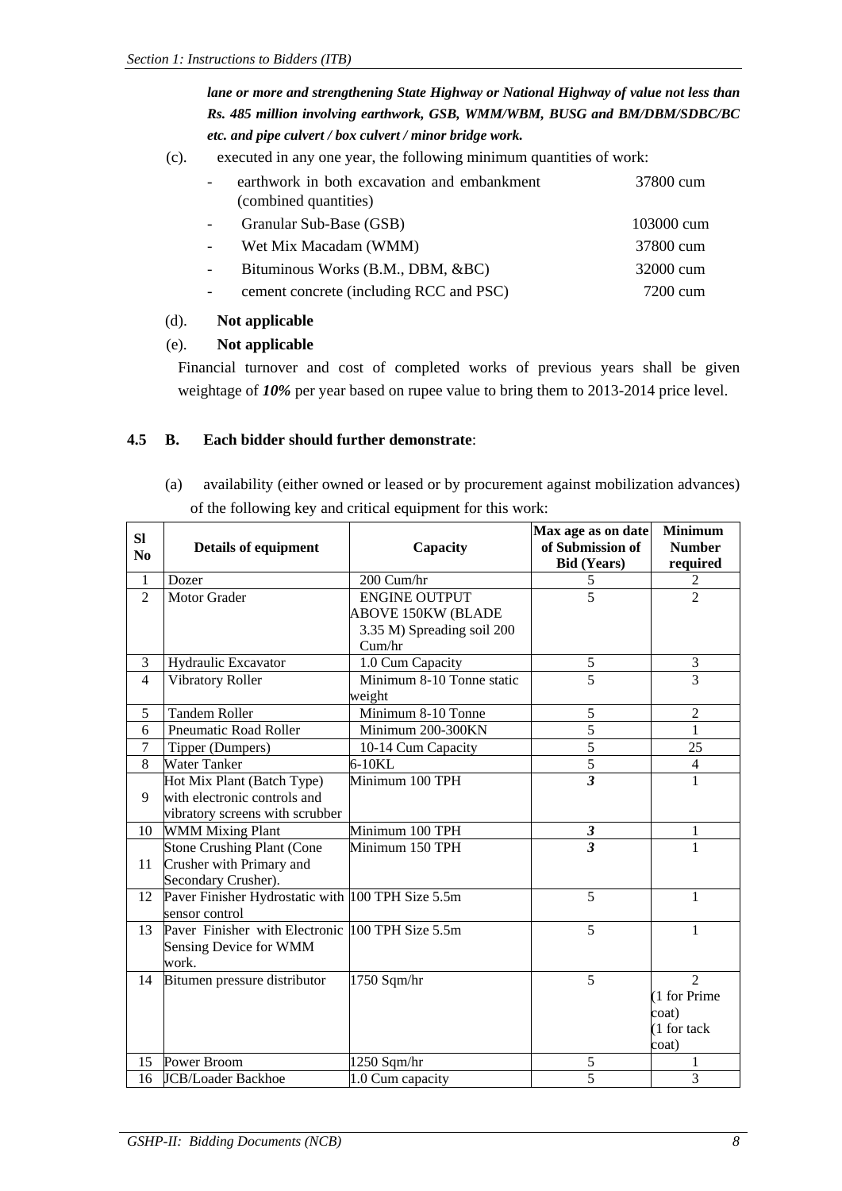***lane or more and strengthening State Highway or National Highway of value not less than Rs. 485 million involving earthwork, GSB, WMM/WBM, BUSG and BM/DBM/SDBC/BC etc. and pipe culvert / box culvert / minor bridge work.***

(c). executed in any one year, the following minimum quantities of work:

| | | |
|---|---|---|
| - | earthwork in both excavation and embankment (combined quantities) | 37800 cum |
| - | Granular Sub-Base (GSB) | 103000 cum |
| - | Wet Mix Macadam (WMM) | 37800 cum |
| - | Bituminous Works (B.M., DBM, &BC) | 32000 cum |
| - | cement concrete (including RCC and PSC) | 7200 cum |

(d). **Not applicable**

(e). **Not applicable**

Financial turnover and cost of completed works of previous years shall be given weightage of ***10%*** per year based on rupee value to bring them to 2013-2014 price level.

**4.5 B. Each bidder should further demonstrate**:

(a) availability (either owned or leased or by procurement against mobilization advances) of the following key and critical equipment for this work:

| Sl No | Details of equipment | Capacity | Max age as on date of Submission of Bid (Years) | Minimum Number required |
|---|---|---|---|---|
| 1 | Dozer | 200 Cum/hr | 5 | 2 |
| 2 | Motor Grader | ENGINE OUTPUT ABOVE 150KW (BLADE 3.35 M) Spreading soil 200 Cum/hr | 5 | 2 |
| 3 | Hydraulic Excavator | 1.0 Cum Capacity | 5 | 3 |
| 4 | Vibratory Roller | Minimum 8-10 Tonne static weight | 5 | 3 |
| 5 | Tandem Roller | Minimum 8-10 Tonne | 5 | 2 |
| 6 | Pneumatic Road Roller | Minimum 200-300KN | 5 | 1 |
| 7 | Tipper (Dumpers) | 10-14 Cum Capacity | 5 | 25 |
| 8 | Water Tanker | 6-10KL | 5 | 4 |
| 9 | Hot Mix Plant (Batch Type) with electronic controls and vibratory screens with scrubber | Minimum 100 TPH | ***3*** | 1 |
| 10 | WMM Mixing Plant | Minimum 100 TPH | ***3*** | 1 |
| 11 | Stone Crushing Plant (Cone Crusher with Primary and Secondary Crusher). | Minimum 150 TPH | ***3*** | 1 |
| 12 | Paver Finisher Hydrostatic with sensor control | 100 TPH Size 5.5m | 5 | 1 |
| 13 | Paver Finisher with Electronic Sensing Device for WMM work. | 100 TPH Size 5.5m | 5 | 1 |
| 14 | Bitumen pressure distributor | 1750 Sqm/hr | 5 | 2 (1 for Prime coat) (1 for tack coat) |
| 15 | Power Broom | 1250 Sqm/hr | 5 | 1 |
| 16 | JCB/Loader Backhoe | 1.0 Cum capacity | 5 | 3 |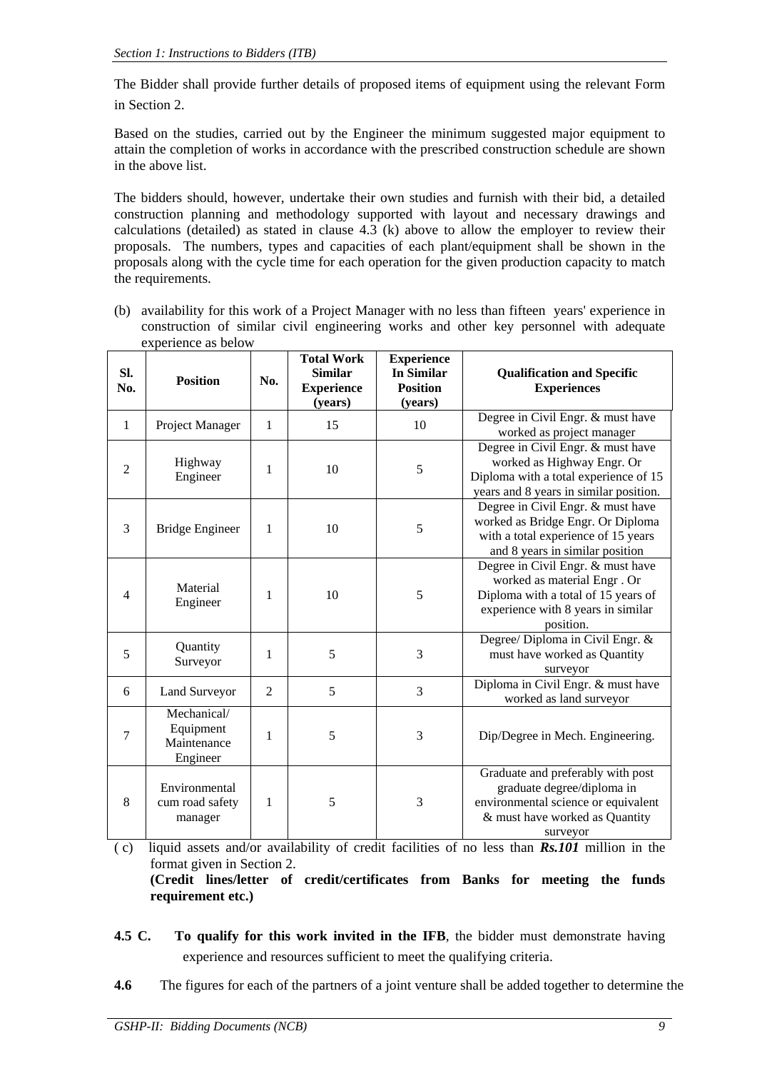The Bidder shall provide further details of proposed items of equipment using the relevant Form in Section 2.

Based on the studies, carried out by the Engineer the minimum suggested major equipment to attain the completion of works in accordance with the prescribed construction schedule are shown in the above list.

The bidders should, however, undertake their own studies and furnish with their bid, a detailed construction planning and methodology supported with layout and necessary drawings and calculations (detailed) as stated in clause 4.3 (k) above to allow the employer to review their proposals. The numbers, types and capacities of each plant/equipment shall be shown in the proposals along with the cycle time for each operation for the given production capacity to match the requirements.

(b) availability for this work of a Project Manager with no less than fifteen years' experience in construction of similar civil engineering works and other key personnel with adequate experience as below

| Sl. No. | Position | No. | Total Work Similar Experience (years) | Experience In Similar Position (years) | Qualification and Specific Experiences |
|---|---|---|---|---|---|
| 1 | Project Manager | 1 | 15 | 10 | Degree in Civil Engr. & must have worked as project manager |
| 2 | Highway Engineer | 1 | 10 | 5 | Degree in Civil Engr. & must have worked as Highway Engr. Or Diploma with a total experience of 15 years and 8 years in similar position. |
| 3 | Bridge Engineer | 1 | 10 | 5 | Degree in Civil Engr. & must have worked as Bridge Engr. Or Diploma with a total experience of 15 years and 8 years in similar position |
| 4 | Material Engineer | 1 | 10 | 5 | Degree in Civil Engr. & must have worked as material Engr . Or Diploma with a total of 15 years of experience with 8 years in similar position. |
| 5 | Quantity Surveyor | 1 | 5 | 3 | Degree/ Diploma in Civil Engr. & must have worked as Quantity surveyor |
| 6 | Land Surveyor | 2 | 5 | 3 | Diploma in Civil Engr. & must have worked as land surveyor |
| 7 | Mechanical/ Equipment Maintenance Engineer | 1 | 5 | 3 | Dip/Degree in Mech. Engineering. |
| 8 | Environmental cum road safety manager | 1 | 5 | 3 | Graduate and preferably with post graduate degree/diploma in environmental science or equivalent & must have worked as Quantity surveyor |

( c) liquid assets and/or availability of credit facilities of no less than ***Rs.101*** million in the format given in Section 2.
**(Credit lines/letter of credit/certificates from Banks for meeting the funds requirement etc.)**

**4.5 C. To qualify for this work invited in the IFB**, the bidder must demonstrate having experience and resources sufficient to meet the qualifying criteria.

**4.6** The figures for each of the partners of a joint venture shall be added together to determine the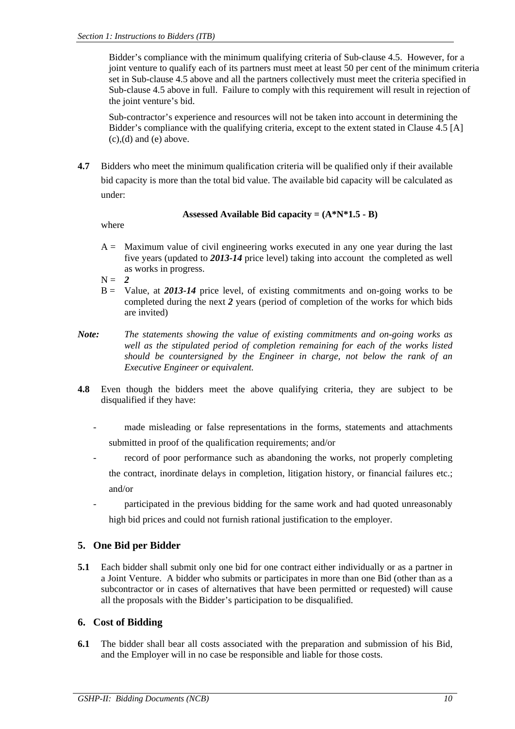Bidder's compliance with the minimum qualifying criteria of Sub-clause 4.5. However, for a joint venture to qualify each of its partners must meet at least 50 per cent of the minimum criteria set in Sub-clause 4.5 above and all the partners collectively must meet the criteria specified in Sub-clause 4.5 above in full. Failure to comply with this requirement will result in rejection of the joint venture's bid.

Sub-contractor's experience and resources will not be taken into account in determining the Bidder's compliance with the qualifying criteria, except to the extent stated in Clause 4.5 [A] (c),(d) and (e) above.

**4.7** Bidders who meet the minimum qualification criteria will be qualified only if their available bid capacity is more than the total bid value. The available bid capacity will be calculated as under:

**Assessed Available Bid capacity = (A*N*1.5 - B)**

where

A = Maximum value of civil engineering works executed in any one year during the last five years (updated to ***2013-14*** price level) taking into account the completed as well as works in progress.

N = ***2***

B = Value, at ***2013-14*** price level, of existing commitments and on-going works to be completed during the next ***2*** years (period of completion of the works for which bids are invited)

***Note:*** *The statements showing the value of existing commitments and on-going works as well as the stipulated period of completion remaining for each of the works listed should be countersigned by the Engineer in charge, not below the rank of an Executive Engineer or equivalent.*

**4.8** Even though the bidders meet the above qualifying criteria, they are subject to be disqualified if they have:

- made misleading or false representations in the forms, statements and attachments submitted in proof of the qualification requirements; and/or
- record of poor performance such as abandoning the works, not properly completing the contract, inordinate delays in completion, litigation history, or financial failures etc.; and/or
- participated in the previous bidding for the same work and had quoted unreasonably high bid prices and could not furnish rational justification to the employer.

## 5. One Bid per Bidder

**5.1** Each bidder shall submit only one bid for one contract either individually or as a partner in a Joint Venture. A bidder who submits or participates in more than one Bid (other than as a subcontractor or in cases of alternatives that have been permitted or requested) will cause all the proposals with the Bidder's participation to be disqualified.

## 6. Cost of Bidding

**6.1** The bidder shall bear all costs associated with the preparation and submission of his Bid, and the Employer will in no case be responsible and liable for those costs.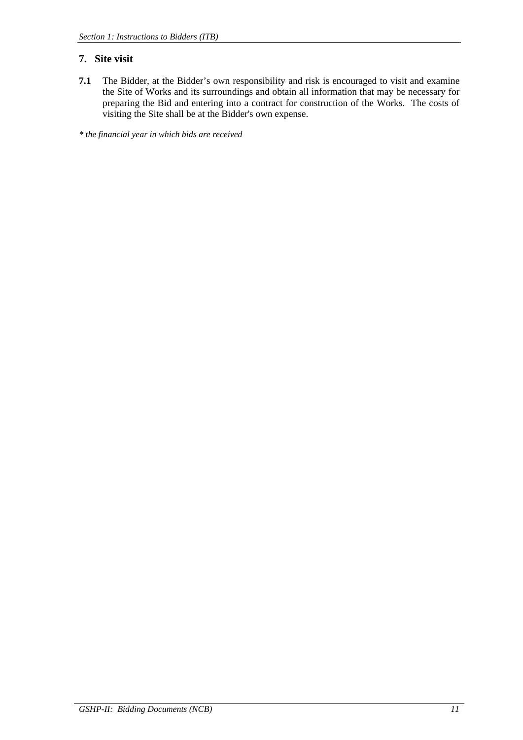## 7. Site visit

**7.1** The Bidder, at the Bidder's own responsibility and risk is encouraged to visit and examine the Site of Works and its surroundings and obtain all information that may be necessary for preparing the Bid and entering into a contract for construction of the Works. The costs of visiting the Site shall be at the Bidder's own expense.

*\* the financial year in which bids are received*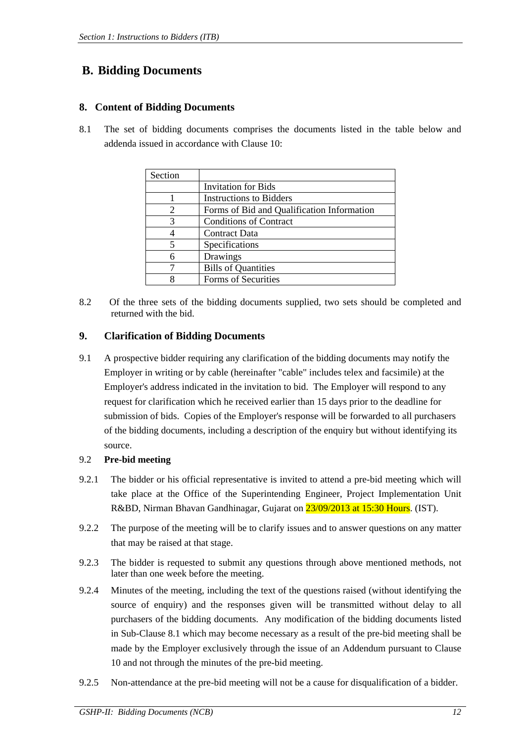## B. Bidding Documents

### 8. Content of Bidding Documents

8.1 The set of bidding documents comprises the documents listed in the table below and addenda issued in accordance with Clause 10:

| Section | |
|---|---|
| | Invitation for Bids |
| 1 | Instructions to Bidders |
| 2 | Forms of Bid and Qualification Information |
| 3 | Conditions of Contract |
| 4 | Contract Data |
| 5 | Specifications |
| 6 | Drawings |
| 7 | Bills of Quantities |
| 8 | Forms of Securities |

8.2 Of the three sets of the bidding documents supplied, two sets should be completed and returned with the bid.

### 9. Clarification of Bidding Documents

9.1 A prospective bidder requiring any clarification of the bidding documents may notify the Employer in writing or by cable (hereinafter "cable" includes telex and facsimile) at the Employer's address indicated in the invitation to bid. The Employer will respond to any request for clarification which he received earlier than 15 days prior to the deadline for submission of bids. Copies of the Employer's response will be forwarded to all purchasers of the bidding documents, including a description of the enquiry but without identifying its source.

9.2 **Pre-bid meeting**

9.2.1 The bidder or his official representative is invited to attend a pre-bid meeting which will take place at the Office of the Superintending Engineer, Project Implementation Unit R&BD, Nirman Bhavan Gandhinagar, Gujarat on 23/09/2013 at 15:30 Hours. (IST).

9.2.2 The purpose of the meeting will be to clarify issues and to answer questions on any matter that may be raised at that stage.

9.2.3 The bidder is requested to submit any questions through above mentioned methods, not later than one week before the meeting.

9.2.4 Minutes of the meeting, including the text of the questions raised (without identifying the source of enquiry) and the responses given will be transmitted without delay to all purchasers of the bidding documents. Any modification of the bidding documents listed in Sub-Clause 8.1 which may become necessary as a result of the pre-bid meeting shall be made by the Employer exclusively through the issue of an Addendum pursuant to Clause 10 and not through the minutes of the pre-bid meeting.

9.2.5 Non-attendance at the pre-bid meeting will not be a cause for disqualification of a bidder.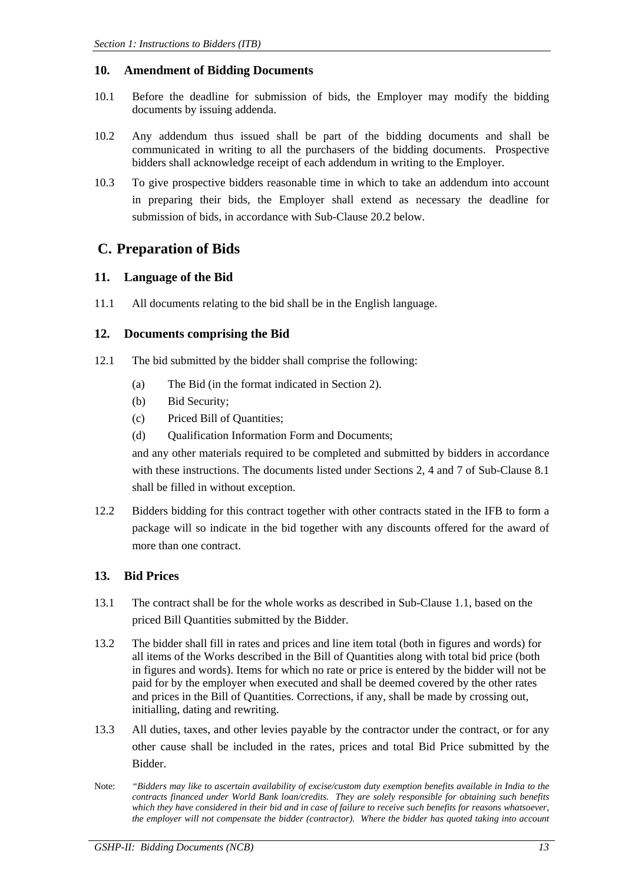## 10. Amendment of Bidding Documents

10.1 Before the deadline for submission of bids, the Employer may modify the bidding documents by issuing addenda.

10.2 Any addendum thus issued shall be part of the bidding documents and shall be communicated in writing to all the purchasers of the bidding documents. Prospective bidders shall acknowledge receipt of each addendum in writing to the Employer.

10.3 To give prospective bidders reasonable time in which to take an addendum into account in preparing their bids, the Employer shall extend as necessary the deadline for submission of bids, in accordance with Sub-Clause 20.2 below.

# C. Preparation of Bids

## 11. Language of the Bid

11.1 All documents relating to the bid shall be in the English language.

## 12. Documents comprising the Bid

12.1 The bid submitted by the bidder shall comprise the following:

(a) The Bid (in the format indicated in Section 2).

(b) Bid Security;

(c) Priced Bill of Quantities;

(d) Qualification Information Form and Documents;

and any other materials required to be completed and submitted by bidders in accordance with these instructions. The documents listed under Sections 2, 4 and 7 of Sub-Clause 8.1 shall be filled in without exception.

12.2 Bidders bidding for this contract together with other contracts stated in the IFB to form a package will so indicate in the bid together with any discounts offered for the award of more than one contract.

## 13. Bid Prices

13.1 The contract shall be for the whole works as described in Sub-Clause 1.1, based on the priced Bill Quantities submitted by the Bidder.

13.2 The bidder shall fill in rates and prices and line item total (both in figures and words) for all items of the Works described in the Bill of Quantities along with total bid price (both in figures and words). Items for which no rate or price is entered by the bidder will not be paid for by the employer when executed and shall be deemed covered by the other rates and prices in the Bill of Quantities. Corrections, if any, shall be made by crossing out, initialling, dating and rewriting.

13.3 All duties, taxes, and other levies payable by the contractor under the contract, or for any other cause shall be included in the rates, prices and total Bid Price submitted by the Bidder.

Note: *"Bidders may like to ascertain availability of excise/custom duty exemption benefits available in India to the contracts financed under World Bank loan/credits. They are solely responsible for obtaining such benefits which they have considered in their bid and in case of failure to receive such benefits for reasons whatsoever, the employer will not compensate the bidder (contractor). Where the bidder has quoted taking into account*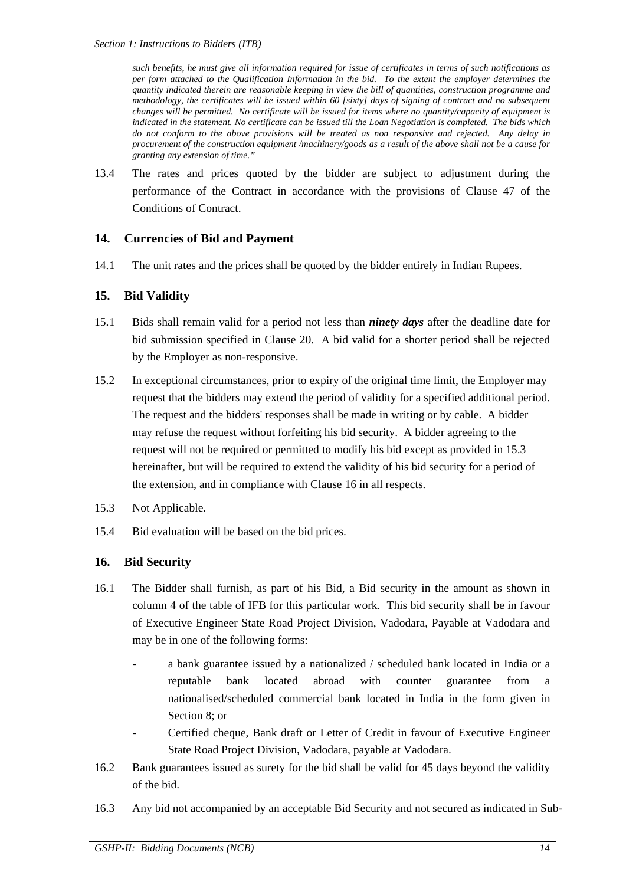*such benefits, he must give all information required for issue of certificates in terms of such notifications as per form attached to the Qualification Information in the bid. To the extent the employer determines the quantity indicated therein are reasonable keeping in view the bill of quantities, construction programme and methodology, the certificates will be issued within 60 [sixty] days of signing of contract and no subsequent changes will be permitted. No certificate will be issued for items where no quantity/capacity of equipment is indicated in the statement. No certificate can be issued till the Loan Negotiation is completed. The bids which do not conform to the above provisions will be treated as non responsive and rejected. Any delay in procurement of the construction equipment /machinery/goods as a result of the above shall not be a cause for granting any extension of time."*

13.4 The rates and prices quoted by the bidder are subject to adjustment during the performance of the Contract in accordance with the provisions of Clause 47 of the Conditions of Contract.

## 14. Currencies of Bid and Payment

14.1 The unit rates and the prices shall be quoted by the bidder entirely in Indian Rupees.

## 15. Bid Validity

15.1 Bids shall remain valid for a period not less than ***ninety days*** after the deadline date for bid submission specified in Clause 20. A bid valid for a shorter period shall be rejected by the Employer as non-responsive.

15.2 In exceptional circumstances, prior to expiry of the original time limit, the Employer may request that the bidders may extend the period of validity for a specified additional period. The request and the bidders' responses shall be made in writing or by cable. A bidder may refuse the request without forfeiting his bid security. A bidder agreeing to the request will not be required or permitted to modify his bid except as provided in 15.3 hereinafter, but will be required to extend the validity of his bid security for a period of the extension, and in compliance with Clause 16 in all respects.

15.3 Not Applicable.

15.4 Bid evaluation will be based on the bid prices.

## 16. Bid Security

16.1 The Bidder shall furnish, as part of his Bid, a Bid security in the amount as shown in column 4 of the table of IFB for this particular work. This bid security shall be in favour of Executive Engineer State Road Project Division, Vadodara, Payable at Vadodara and may be in one of the following forms:

- a bank guarantee issued by a nationalized / scheduled bank located in India or a reputable bank located abroad with counter guarantee from a nationalised/scheduled commercial bank located in India in the form given in Section 8; or
- Certified cheque, Bank draft or Letter of Credit in favour of Executive Engineer State Road Project Division, Vadodara, payable at Vadodara.

16.2 Bank guarantees issued as surety for the bid shall be valid for 45 days beyond the validity of the bid.

16.3 Any bid not accompanied by an acceptable Bid Security and not secured as indicated in Sub-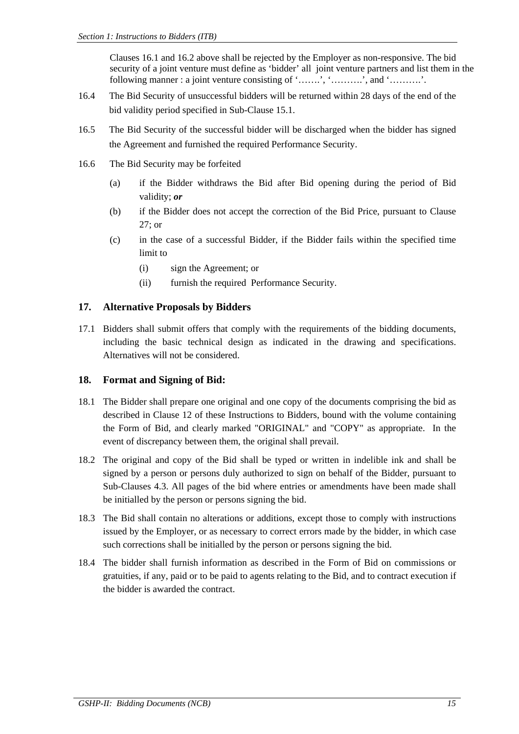Clauses 16.1 and 16.2 above shall be rejected by the Employer as non-responsive. The bid security of a joint venture must define as 'bidder' all joint venture partners and list them in the following manner : a joint venture consisting of '…….', '……….', and '……….'.

16.4 The Bid Security of unsuccessful bidders will be returned within 28 days of the end of the bid validity period specified in Sub-Clause 15.1.

16.5 The Bid Security of the successful bidder will be discharged when the bidder has signed the Agreement and furnished the required Performance Security.

16.6 The Bid Security may be forfeited

- (a) if the Bidder withdraws the Bid after Bid opening during the period of Bid validity; ***or***
- (b) if the Bidder does not accept the correction of the Bid Price, pursuant to Clause 27; or
- (c) in the case of a successful Bidder, if the Bidder fails within the specified time limit to
  - (i) sign the Agreement; or
  - (ii) furnish the required Performance Security.

## 17. Alternative Proposals by Bidders

17.1 Bidders shall submit offers that comply with the requirements of the bidding documents, including the basic technical design as indicated in the drawing and specifications. Alternatives will not be considered.

## 18. Format and Signing of Bid:

18.1 The Bidder shall prepare one original and one copy of the documents comprising the bid as described in Clause 12 of these Instructions to Bidders, bound with the volume containing the Form of Bid, and clearly marked "ORIGINAL" and "COPY" as appropriate. In the event of discrepancy between them, the original shall prevail.

18.2 The original and copy of the Bid shall be typed or written in indelible ink and shall be signed by a person or persons duly authorized to sign on behalf of the Bidder, pursuant to Sub-Clauses 4.3. All pages of the bid where entries or amendments have been made shall be initialled by the person or persons signing the bid.

18.3 The Bid shall contain no alterations or additions, except those to comply with instructions issued by the Employer, or as necessary to correct errors made by the bidder, in which case such corrections shall be initialled by the person or persons signing the bid.

18.4 The bidder shall furnish information as described in the Form of Bid on commissions or gratuities, if any, paid or to be paid to agents relating to the Bid, and to contract execution if the bidder is awarded the contract.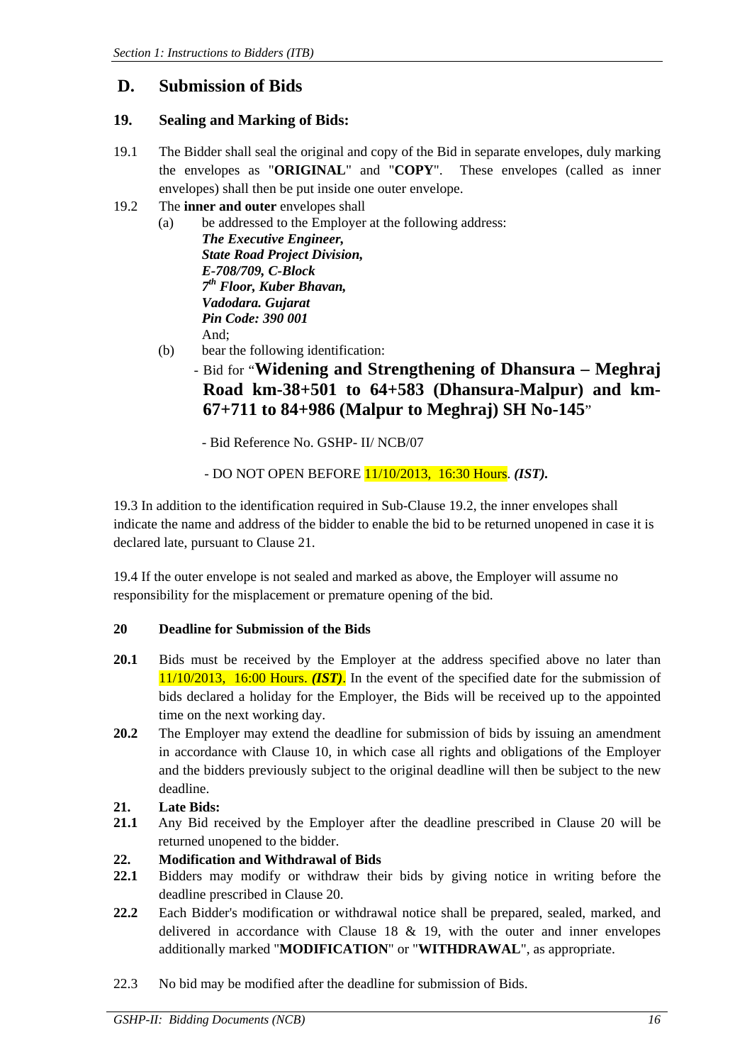## D. Submission of Bids

### 19. Sealing and Marking of Bids:

19.1 The Bidder shall seal the original and copy of the Bid in separate envelopes, duly marking the envelopes as "**ORIGINAL**" and "**COPY**". These envelopes (called as inner envelopes) shall then be put inside one outer envelope.

19.2 The **inner and outer** envelopes shall

(a) be addressed to the Employer at the following address:

***The Executive Engineer,***
***State Road Project Division,***
***E-708/709, C-Block***
***7th Floor, Kuber Bhavan,***
***Vadodara. Gujarat***
***Pin Code: 390 001***
And;

(b) bear the following identification:

- Bid for "**Widening and Strengthening of Dhansura – Meghraj Road km-38+501 to 64+583 (Dhansura-Malpur) and km-67+711 to 84+986 (Malpur to Meghraj) SH No-145**"

- Bid Reference No. GSHP- II/ NCB/07

- DO NOT OPEN BEFORE 11/10/2013, 16:30 Hours. ***(IST).***

19.3 In addition to the identification required in Sub-Clause 19.2, the inner envelopes shall indicate the name and address of the bidder to enable the bid to be returned unopened in case it is declared late, pursuant to Clause 21.

19.4 If the outer envelope is not sealed and marked as above, the Employer will assume no responsibility for the misplacement or premature opening of the bid.

### 20 Deadline for Submission of the Bids

**20.1** Bids must be received by the Employer at the address specified above no later than 11/10/2013, 16:00 Hours. ***(IST)***. In the event of the specified date for the submission of bids declared a holiday for the Employer, the Bids will be received up to the appointed time on the next working day.

**20.2** The Employer may extend the deadline for submission of bids by issuing an amendment in accordance with Clause 10, in which case all rights and obligations of the Employer and the bidders previously subject to the original deadline will then be subject to the new deadline.

### 21. Late Bids:

**21.1** Any Bid received by the Employer after the deadline prescribed in Clause 20 will be returned unopened to the bidder.

### 22. Modification and Withdrawal of Bids

**22.1** Bidders may modify or withdraw their bids by giving notice in writing before the deadline prescribed in Clause 20.

**22.2** Each Bidder's modification or withdrawal notice shall be prepared, sealed, marked, and delivered in accordance with Clause 18 & 19, with the outer and inner envelopes additionally marked "**MODIFICATION**" or "**WITHDRAWAL**", as appropriate.

22.3 No bid may be modified after the deadline for submission of Bids.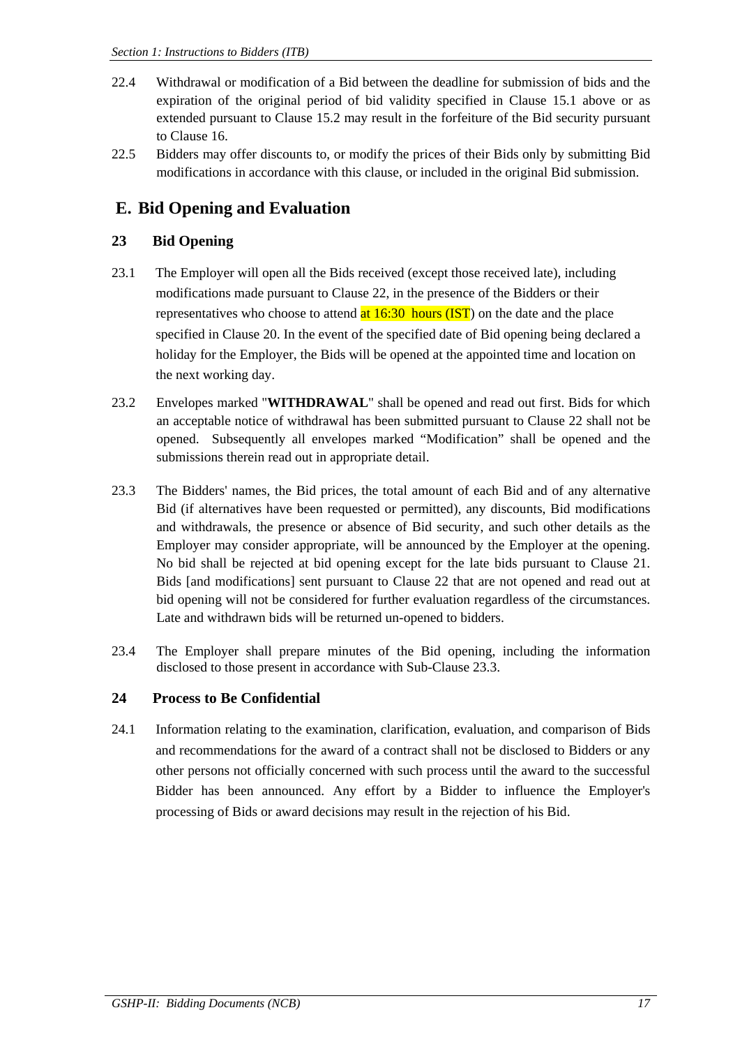22.4 Withdrawal or modification of a Bid between the deadline for submission of bids and the expiration of the original period of bid validity specified in Clause 15.1 above or as extended pursuant to Clause 15.2 may result in the forfeiture of the Bid security pursuant to Clause 16.

22.5 Bidders may offer discounts to, or modify the prices of their Bids only by submitting Bid modifications in accordance with this clause, or included in the original Bid submission.

## E. Bid Opening and Evaluation

### 23 Bid Opening

23.1 The Employer will open all the Bids received (except those received late), including modifications made pursuant to Clause 22, in the presence of the Bidders or their representatives who choose to attend at 16:30 hours (IST) on the date and the place specified in Clause 20. In the event of the specified date of Bid opening being declared a holiday for the Employer, the Bids will be opened at the appointed time and location on the next working day.

23.2 Envelopes marked "**WITHDRAWAL**" shall be opened and read out first. Bids for which an acceptable notice of withdrawal has been submitted pursuant to Clause 22 shall not be opened. Subsequently all envelopes marked "Modification" shall be opened and the submissions therein read out in appropriate detail.

23.3 The Bidders' names, the Bid prices, the total amount of each Bid and of any alternative Bid (if alternatives have been requested or permitted), any discounts, Bid modifications and withdrawals, the presence or absence of Bid security, and such other details as the Employer may consider appropriate, will be announced by the Employer at the opening. No bid shall be rejected at bid opening except for the late bids pursuant to Clause 21. Bids [and modifications] sent pursuant to Clause 22 that are not opened and read out at bid opening will not be considered for further evaluation regardless of the circumstances. Late and withdrawn bids will be returned un-opened to bidders.

23.4 The Employer shall prepare minutes of the Bid opening, including the information disclosed to those present in accordance with Sub-Clause 23.3.

### 24 Process to Be Confidential

24.1 Information relating to the examination, clarification, evaluation, and comparison of Bids and recommendations for the award of a contract shall not be disclosed to Bidders or any other persons not officially concerned with such process until the award to the successful Bidder has been announced. Any effort by a Bidder to influence the Employer's processing of Bids or award decisions may result in the rejection of his Bid.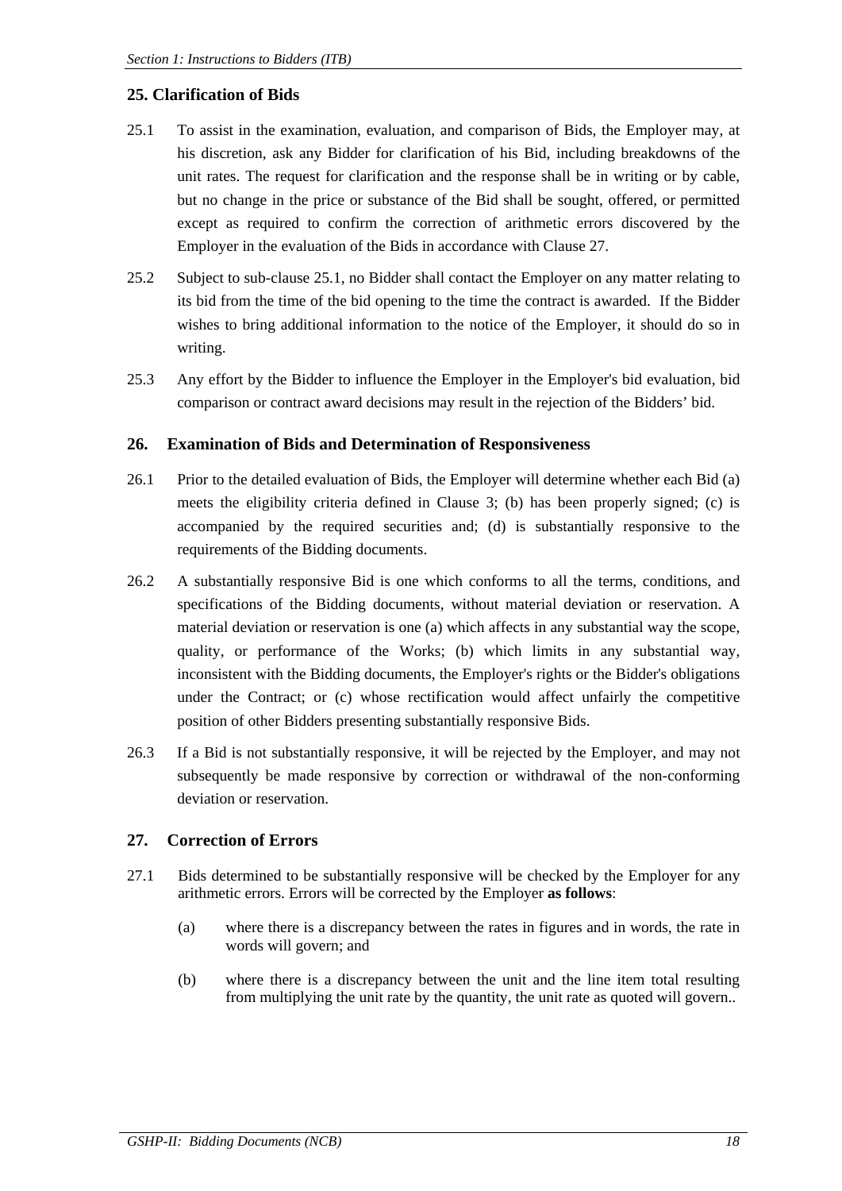## 25. Clarification of Bids

25.1 To assist in the examination, evaluation, and comparison of Bids, the Employer may, at his discretion, ask any Bidder for clarification of his Bid, including breakdowns of the unit rates. The request for clarification and the response shall be in writing or by cable, but no change in the price or substance of the Bid shall be sought, offered, or permitted except as required to confirm the correction of arithmetic errors discovered by the Employer in the evaluation of the Bids in accordance with Clause 27.

25.2 Subject to sub-clause 25.1, no Bidder shall contact the Employer on any matter relating to its bid from the time of the bid opening to the time the contract is awarded. If the Bidder wishes to bring additional information to the notice of the Employer, it should do so in writing.

25.3 Any effort by the Bidder to influence the Employer in the Employer's bid evaluation, bid comparison or contract award decisions may result in the rejection of the Bidders' bid.

## 26. Examination of Bids and Determination of Responsiveness

26.1 Prior to the detailed evaluation of Bids, the Employer will determine whether each Bid (a) meets the eligibility criteria defined in Clause 3; (b) has been properly signed; (c) is accompanied by the required securities and; (d) is substantially responsive to the requirements of the Bidding documents.

26.2 A substantially responsive Bid is one which conforms to all the terms, conditions, and specifications of the Bidding documents, without material deviation or reservation. A material deviation or reservation is one (a) which affects in any substantial way the scope, quality, or performance of the Works; (b) which limits in any substantial way, inconsistent with the Bidding documents, the Employer's rights or the Bidder's obligations under the Contract; or (c) whose rectification would affect unfairly the competitive position of other Bidders presenting substantially responsive Bids.

26.3 If a Bid is not substantially responsive, it will be rejected by the Employer, and may not subsequently be made responsive by correction or withdrawal of the non-conforming deviation or reservation.

## 27. Correction of Errors

27.1 Bids determined to be substantially responsive will be checked by the Employer for any arithmetic errors. Errors will be corrected by the Employer **as follows**:

(a) where there is a discrepancy between the rates in figures and in words, the rate in words will govern; and

(b) where there is a discrepancy between the unit and the line item total resulting from multiplying the unit rate by the quantity, the unit rate as quoted will govern..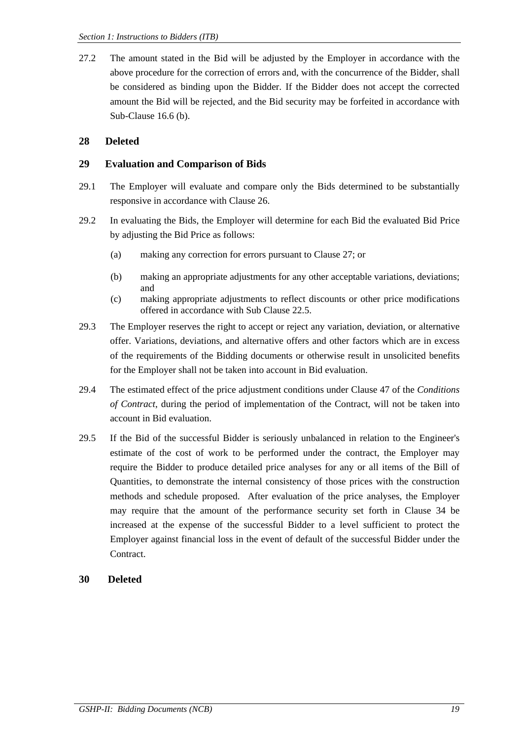27.2 The amount stated in the Bid will be adjusted by the Employer in accordance with the above procedure for the correction of errors and, with the concurrence of the Bidder, shall be considered as binding upon the Bidder. If the Bidder does not accept the corrected amount the Bid will be rejected, and the Bid security may be forfeited in accordance with Sub-Clause 16.6 (b).

## 28 Deleted

## 29 Evaluation and Comparison of Bids

29.1 The Employer will evaluate and compare only the Bids determined to be substantially responsive in accordance with Clause 26.

29.2 In evaluating the Bids, the Employer will determine for each Bid the evaluated Bid Price by adjusting the Bid Price as follows:

- (a) making any correction for errors pursuant to Clause 27; or
- (b) making an appropriate adjustments for any other acceptable variations, deviations; and
- (c) making appropriate adjustments to reflect discounts or other price modifications offered in accordance with Sub Clause 22.5.

29.3 The Employer reserves the right to accept or reject any variation, deviation, or alternative offer. Variations, deviations, and alternative offers and other factors which are in excess of the requirements of the Bidding documents or otherwise result in unsolicited benefits for the Employer shall not be taken into account in Bid evaluation.

29.4 The estimated effect of the price adjustment conditions under Clause 47 of the *Conditions of Contract*, during the period of implementation of the Contract, will not be taken into account in Bid evaluation.

29.5 If the Bid of the successful Bidder is seriously unbalanced in relation to the Engineer's estimate of the cost of work to be performed under the contract, the Employer may require the Bidder to produce detailed price analyses for any or all items of the Bill of Quantities, to demonstrate the internal consistency of those prices with the construction methods and schedule proposed. After evaluation of the price analyses, the Employer may require that the amount of the performance security set forth in Clause 34 be increased at the expense of the successful Bidder to a level sufficient to protect the Employer against financial loss in the event of default of the successful Bidder under the Contract.

## 30 Deleted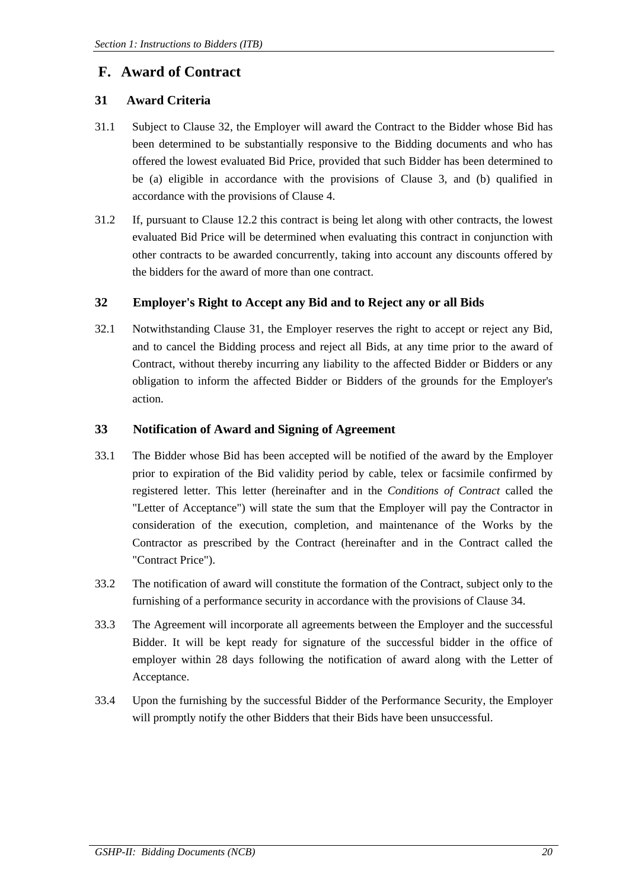## F. Award of Contract

### 31 Award Criteria

31.1 Subject to Clause 32, the Employer will award the Contract to the Bidder whose Bid has been determined to be substantially responsive to the Bidding documents and who has offered the lowest evaluated Bid Price, provided that such Bidder has been determined to be (a) eligible in accordance with the provisions of Clause 3, and (b) qualified in accordance with the provisions of Clause 4.

31.2 If, pursuant to Clause 12.2 this contract is being let along with other contracts, the lowest evaluated Bid Price will be determined when evaluating this contract in conjunction with other contracts to be awarded concurrently, taking into account any discounts offered by the bidders for the award of more than one contract.

### 32 Employer's Right to Accept any Bid and to Reject any or all Bids

32.1 Notwithstanding Clause 31, the Employer reserves the right to accept or reject any Bid, and to cancel the Bidding process and reject all Bids, at any time prior to the award of Contract, without thereby incurring any liability to the affected Bidder or Bidders or any obligation to inform the affected Bidder or Bidders of the grounds for the Employer's action.

### 33 Notification of Award and Signing of Agreement

33.1 The Bidder whose Bid has been accepted will be notified of the award by the Employer prior to expiration of the Bid validity period by cable, telex or facsimile confirmed by registered letter. This letter (hereinafter and in the *Conditions of Contract* called the "Letter of Acceptance") will state the sum that the Employer will pay the Contractor in consideration of the execution, completion, and maintenance of the Works by the Contractor as prescribed by the Contract (hereinafter and in the Contract called the "Contract Price").

33.2 The notification of award will constitute the formation of the Contract, subject only to the furnishing of a performance security in accordance with the provisions of Clause 34.

33.3 The Agreement will incorporate all agreements between the Employer and the successful Bidder. It will be kept ready for signature of the successful bidder in the office of employer within 28 days following the notification of award along with the Letter of Acceptance.

33.4 Upon the furnishing by the successful Bidder of the Performance Security, the Employer will promptly notify the other Bidders that their Bids have been unsuccessful.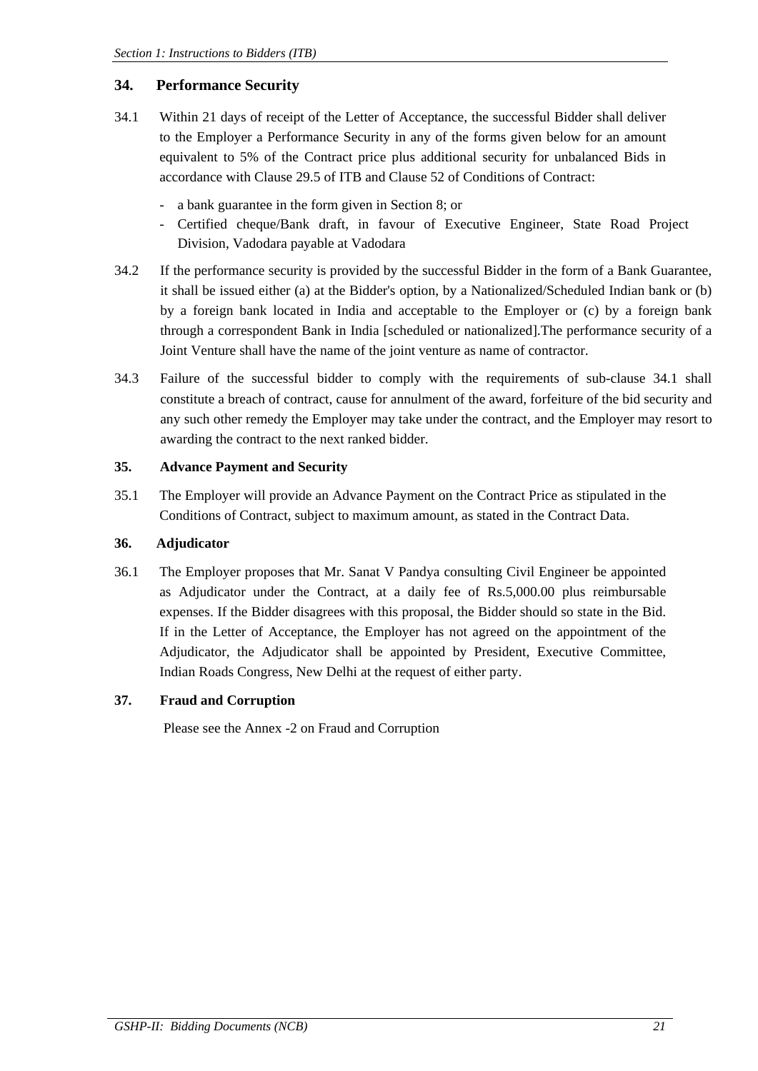## 34. Performance Security

34.1 Within 21 days of receipt of the Letter of Acceptance, the successful Bidder shall deliver to the Employer a Performance Security in any of the forms given below for an amount equivalent to 5% of the Contract price plus additional security for unbalanced Bids in accordance with Clause 29.5 of ITB and Clause 52 of Conditions of Contract:

- a bank guarantee in the form given in Section 8; or
- Certified cheque/Bank draft, in favour of Executive Engineer, State Road Project Division, Vadodara payable at Vadodara

34.2 If the performance security is provided by the successful Bidder in the form of a Bank Guarantee, it shall be issued either (a) at the Bidder's option, by a Nationalized/Scheduled Indian bank or (b) by a foreign bank located in India and acceptable to the Employer or (c) by a foreign bank through a correspondent Bank in India [scheduled or nationalized].The performance security of a Joint Venture shall have the name of the joint venture as name of contractor.

34.3 Failure of the successful bidder to comply with the requirements of sub-clause 34.1 shall constitute a breach of contract, cause for annulment of the award, forfeiture of the bid security and any such other remedy the Employer may take under the contract, and the Employer may resort to awarding the contract to the next ranked bidder.

## 35. Advance Payment and Security

35.1 The Employer will provide an Advance Payment on the Contract Price as stipulated in the Conditions of Contract, subject to maximum amount, as stated in the Contract Data.

## 36. Adjudicator

36.1 The Employer proposes that Mr. Sanat V Pandya consulting Civil Engineer be appointed as Adjudicator under the Contract, at a daily fee of Rs.5,000.00 plus reimbursable expenses. If the Bidder disagrees with this proposal, the Bidder should so state in the Bid. If in the Letter of Acceptance, the Employer has not agreed on the appointment of the Adjudicator, the Adjudicator shall be appointed by President, Executive Committee, Indian Roads Congress, New Delhi at the request of either party.

## 37. Fraud and Corruption

Please see the Annex -2 on Fraud and Corruption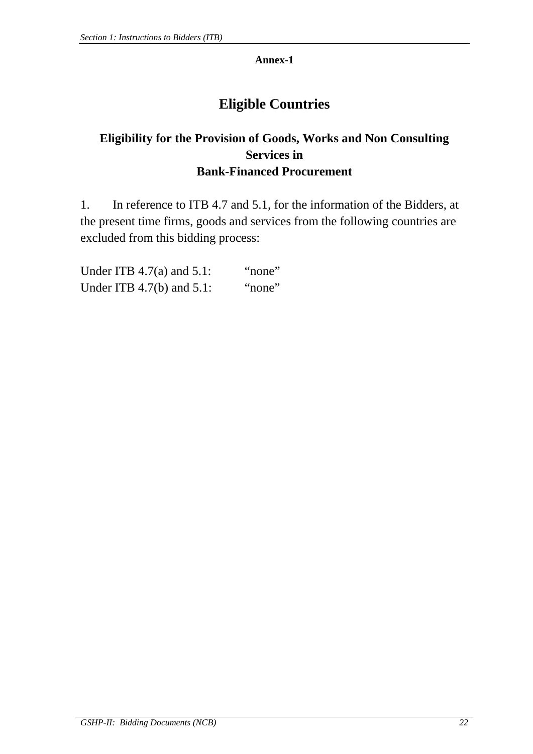**Annex-1**

# Eligible Countries

## Eligibility for the Provision of Goods, Works and Non Consulting Services in Bank-Financed Procurement

1. In reference to ITB 4.7 and 5.1, for the information of the Bidders, at the present time firms, goods and services from the following countries are excluded from this bidding process:

Under ITB 4.7(a) and 5.1: “none”
Under ITB 4.7(b) and 5.1: “none”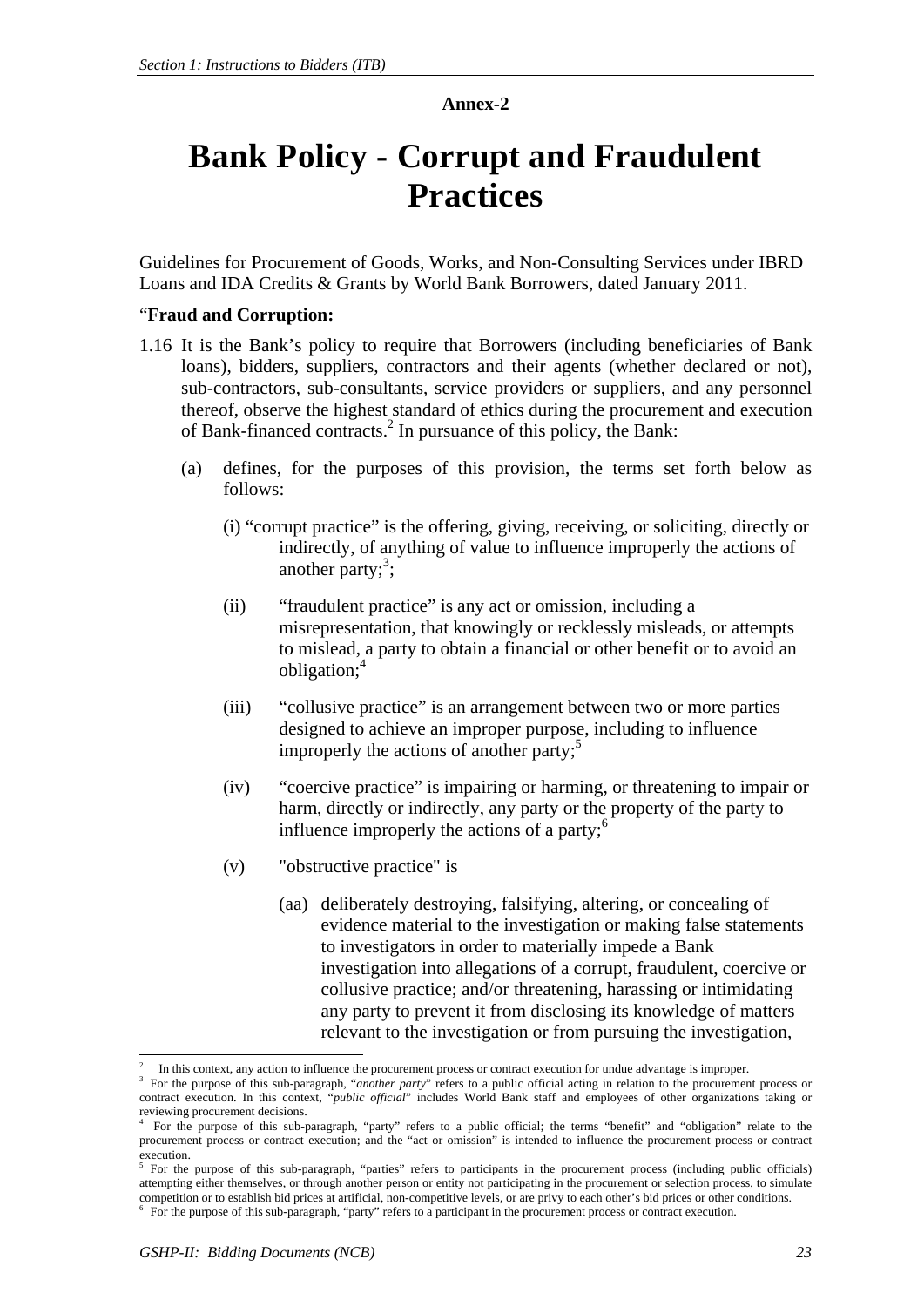**Annex-2**

# Bank Policy - Corrupt and Fraudulent Practices

Guidelines for Procurement of Goods, Works, and Non-Consulting Services under IBRD Loans and IDA Credits & Grants by World Bank Borrowers, dated January 2011.

"**Fraud and Corruption:**

1.16 It is the Bank's policy to require that Borrowers (including beneficiaries of Bank loans), bidders, suppliers, contractors and their agents (whether declared or not), sub-contractors, sub-consultants, service providers or suppliers, and any personnel thereof, observe the highest standard of ethics during the procurement and execution of Bank-financed contracts.[2] In pursuance of this policy, the Bank:

   (a) defines, for the purposes of this provision, the terms set forth below as follows:

      (i) "corrupt practice" is the offering, giving, receiving, or soliciting, directly or indirectly, of anything of value to influence improperly the actions of another party;[3];

      (ii) "fraudulent practice" is any act or omission, including a misrepresentation, that knowingly or recklessly misleads, or attempts to mislead, a party to obtain a financial or other benefit or to avoid an obligation;[4]

      (iii) "collusive practice" is an arrangement between two or more parties designed to achieve an improper purpose, including to influence improperly the actions of another party;[5]

      (iv) "coercive practice" is impairing or harming, or threatening to impair or harm, directly or indirectly, any party or the property of the party to influence improperly the actions of a party;[6]

      (v) "obstructive practice" is

         (aa) deliberately destroying, falsifying, altering, or concealing of evidence material to the investigation or making false statements to investigators in order to materially impede a Bank investigation into allegations of a corrupt, fraudulent, coercive or collusive practice; and/or threatening, harassing or intimidating any party to prevent it from disclosing its knowledge of matters relevant to the investigation or from pursuing the investigation,

---

[2] In this context, any action to influence the procurement process or contract execution for undue advantage is improper.

[3] For the purpose of this sub-paragraph, "*another party*" refers to a public official acting in relation to the procurement process or contract execution. In this context, "*public official*" includes World Bank staff and employees of other organizations taking or reviewing procurement decisions.

[4] For the purpose of this sub-paragraph, "party" refers to a public official; the terms "benefit" and "obligation" relate to the procurement process or contract execution; and the "act or omission" is intended to influence the procurement process or contract execution.

[5] For the purpose of this sub-paragraph, "parties" refers to participants in the procurement process (including public officials) attempting either themselves, or through another person or entity not participating in the procurement or selection process, to simulate competition or to establish bid prices at artificial, non-competitive levels, or are privy to each other's bid prices or other conditions.

[6] For the purpose of this sub-paragraph, "party" refers to a participant in the procurement process or contract execution.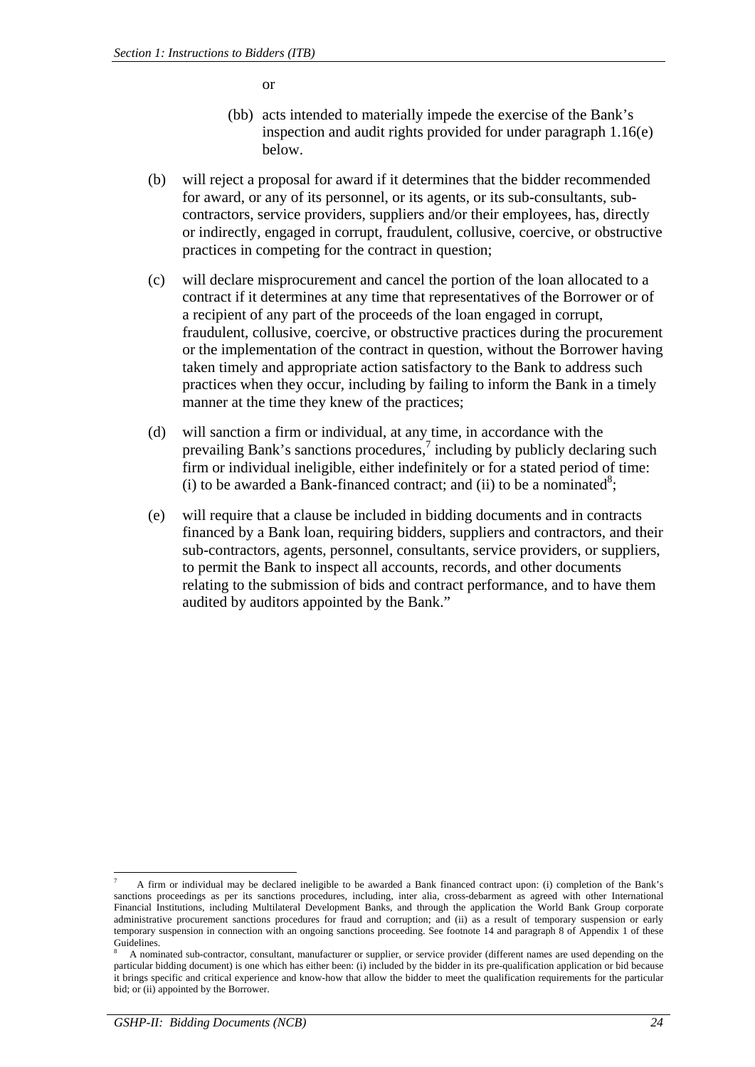or

(bb) acts intended to materially impede the exercise of the Bank's inspection and audit rights provided for under paragraph 1.16(e) below.

(b) will reject a proposal for award if it determines that the bidder recommended for award, or any of its personnel, or its agents, or its sub-consultants, sub-contractors, service providers, suppliers and/or their employees, has, directly or indirectly, engaged in corrupt, fraudulent, collusive, coercive, or obstructive practices in competing for the contract in question;

(c) will declare misprocurement and cancel the portion of the loan allocated to a contract if it determines at any time that representatives of the Borrower or of a recipient of any part of the proceeds of the loan engaged in corrupt, fraudulent, collusive, coercive, or obstructive practices during the procurement or the implementation of the contract in question, without the Borrower having taken timely and appropriate action satisfactory to the Bank to address such practices when they occur, including by failing to inform the Bank in a timely manner at the time they knew of the practices;

(d) will sanction a firm or individual, at any time, in accordance with the prevailing Bank's sanctions procedures,[7] including by publicly declaring such firm or individual ineligible, either indefinitely or for a stated period of time: (i) to be awarded a Bank-financed contract; and (ii) to be a nominated[8];

(e) will require that a clause be included in bidding documents and in contracts financed by a Bank loan, requiring bidders, suppliers and contractors, and their sub-contractors, agents, personnel, consultants, service providers, or suppliers, to permit the Bank to inspect all accounts, records, and other documents relating to the submission of bids and contract performance, and to have them audited by auditors appointed by the Bank."

---

[7] A firm or individual may be declared ineligible to be awarded a Bank financed contract upon: (i) completion of the Bank's sanctions proceedings as per its sanctions procedures, including, inter alia, cross-debarment as agreed with other International Financial Institutions, including Multilateral Development Banks, and through the application the World Bank Group corporate administrative procurement sanctions procedures for fraud and corruption; and (ii) as a result of temporary suspension or early temporary suspension in connection with an ongoing sanctions proceeding. See footnote 14 and paragraph 8 of Appendix 1 of these Guidelines.

[8] A nominated sub-contractor, consultant, manufacturer or supplier, or service provider (different names are used depending on the particular bidding document) is one which has either been: (i) included by the bidder in its pre-qualification application or bid because it brings specific and critical experience and know-how that allow the bidder to meet the qualification requirements for the particular bid; or (ii) appointed by the Borrower.